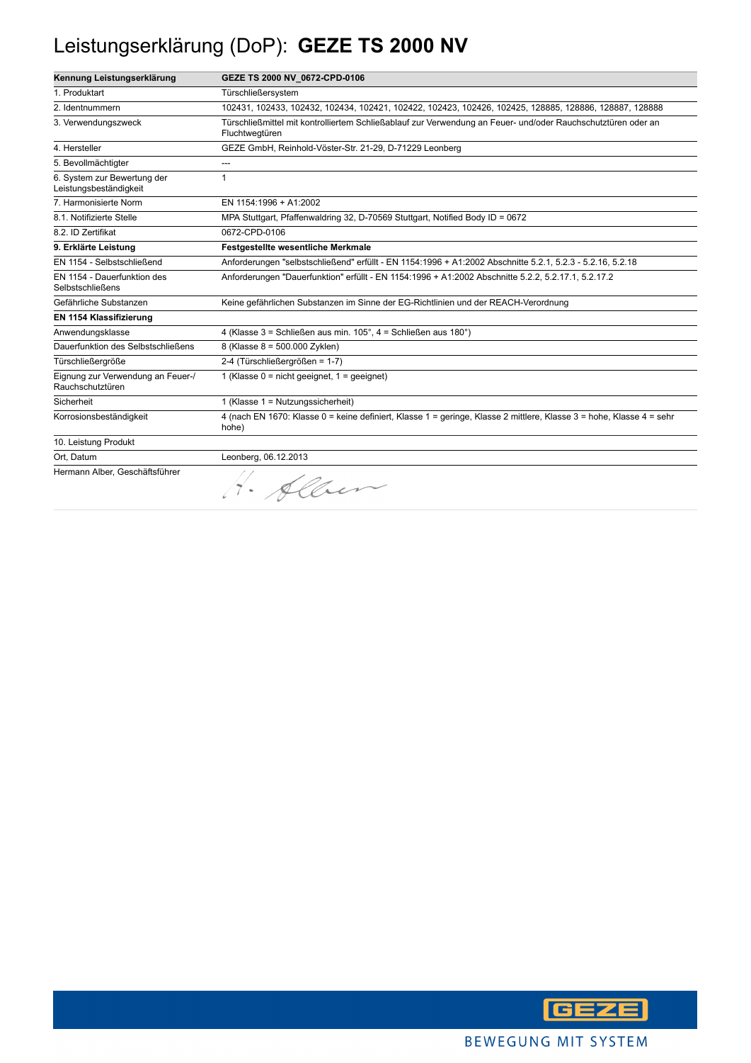# Leistungserklärung (DoP): **GEZE TS 2000 NV**

| **Kennung Leistungserklärung** | **GEZE TS 2000 NV_0672-CPD-0106** |
|---|---|
| 1. Produktart | Türschließersystem |
| 2. Identnummern | 102431, 102433, 102432, 102434, 102421, 102422, 102423, 102426, 102425, 128885, 128886, 128887, 128888 |
| 3. Verwendungszweck | Türschließmittel mit kontrolliertem Schließablauf zur Verwendung an Feuer- und/oder Rauchschutztüren oder an Fluchtwegtüren |
| 4. Hersteller | GEZE GmbH, Reinhold-Vöster-Str. 21-29, D-71229 Leonberg |
| 5. Bevollmächtigter | --- |
| 6. System zur Bewertung der Leistungsbeständigkeit | 1 |
| 7. Harmonisierte Norm | EN 1154:1996 + A1:2002 |
| 8.1. Notifizierte Stelle | MPA Stuttgart, Pfaffenwaldring 32, D-70569 Stuttgart, Notified Body ID = 0672 |
| 8.2. ID Zertifikat | 0672-CPD-0106 |
| **9. Erklärte Leistung** | **Festgestellte wesentliche Merkmale** |
| EN 1154 - Selbstschließend | Anforderungen "selbstschließend" erfüllt - EN 1154:1996 + A1:2002 Abschnitte 5.2.1, 5.2.3 - 5.2.16, 5.2.18 |
| EN 1154 - Dauerfunktion des Selbstschließens | Anforderungen "Dauerfunktion" erfüllt - EN 1154:1996 + A1:2002 Abschnitte 5.2.2, 5.2.17.1, 5.2.17.2 |
| Gefährliche Substanzen | Keine gefährlichen Substanzen im Sinne der EG-Richtlinien und der REACH-Verordnung |
| **EN 1154 Klassifizierung** | |
| Anwendungsklasse | 4 (Klasse 3 = Schließen aus min. 105°, 4 = Schließen aus 180°) |
| Dauerfunktion des Selbstschließens | 8 (Klasse 8 = 500.000 Zyklen) |
| Türschließergröße | 2-4 (Türschließergrößen = 1-7) |
| Eignung zur Verwendung an Feuer-/ Rauchschutztüren | 1 (Klasse 0 = nicht geeignet, 1 = geeignet) |
| Sicherheit | 1 (Klasse 1 = Nutzungssicherheit) |
| Korrosionsbeständigkeit | 4 (nach EN 1670: Klasse 0 = keine definiert, Klasse 1 = geringe, Klasse 2 mittlere, Klasse 3 = hohe, Klasse 4 = sehr hohe) |
| 10. Leistung Produkt | |
| Ort, Datum | Leonberg, 06.12.2013 |
| Hermann Alber, Geschäftsführer | H. Alber |

GEZE

BEWEGUNG MIT SYSTEM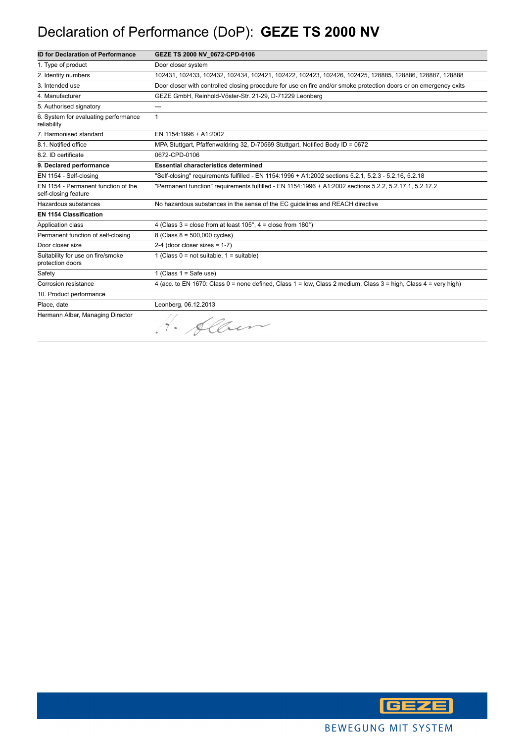# Declaration of Performance (DoP): **GEZE TS 2000 NV**

| ID for Declaration of Performance | GEZE TS 2000 NV_0672-CPD-0106 |
|---|---|
| 1. Type of product | Door closer system |
| 2. Identity numbers | 102431, 102433, 102432, 102434, 102421, 102422, 102423, 102426, 102425, 128885, 128886, 128887, 128888 |
| 3. Intended use | Door closer with controlled closing procedure for use on fire and/or smoke protection doors or on emergency exits |
| 4. Manufacturer | GEZE GmbH, Reinhold-Vöster-Str. 21-29, D-71229 Leonberg |
| 5. Authorised signatory | --- |
| 6. System for evaluating performance reliability | 1 |
| 7. Harmonised standard | EN 1154:1996 + A1:2002 |
| 8.1. Notified office | MPA Stuttgart, Pfaffenwaldring 32, D-70569 Stuttgart, Notified Body ID = 0672 |
| 8.2. ID certificate | 0672-CPD-0106 |
| **9. Declared performance** | **Essential characteristics determined** |
| EN 1154 - Self-closing | "Self-closing" requirements fulfilled - EN 1154:1996 + A1:2002 sections 5.2.1, 5.2.3 - 5.2.16, 5.2.18 |
| EN 1154 - Permanent function of the self-closing feature | "Permanent function" requirements fulfilled - EN 1154:1996 + A1:2002 sections 5.2.2, 5.2.17.1, 5.2.17.2 |
| Hazardous substances | No hazardous substances in the sense of the EC guidelines and REACH directive |
| **EN 1154 Classification** | |
| Application class | 4 (Class 3 = close from at least 105°, 4 = close from 180°) |
| Permanent function of self-closing | 8 (Class 8 = 500,000 cycles) |
| Door closer size | 2-4 (door closer sizes = 1-7) |
| Suitability for use on fire/smoke protection doors | 1 (Class 0 = not suitable, 1 = suitable) |
| Safety | 1 (Class 1 = Safe use) |
| Corrosion resistance | 4 (acc. to EN 1670: Class 0 = none defined, Class 1 = low, Class 2 medium, Class 3 = high, Class 4 = very high) |
| 10. Product performance | |
| Place, date | Leonberg, 06.12.2013 |
| Hermann Alber, Managing Director | H. Alber |

GEZE

BEWEGUNG MIT SYSTEM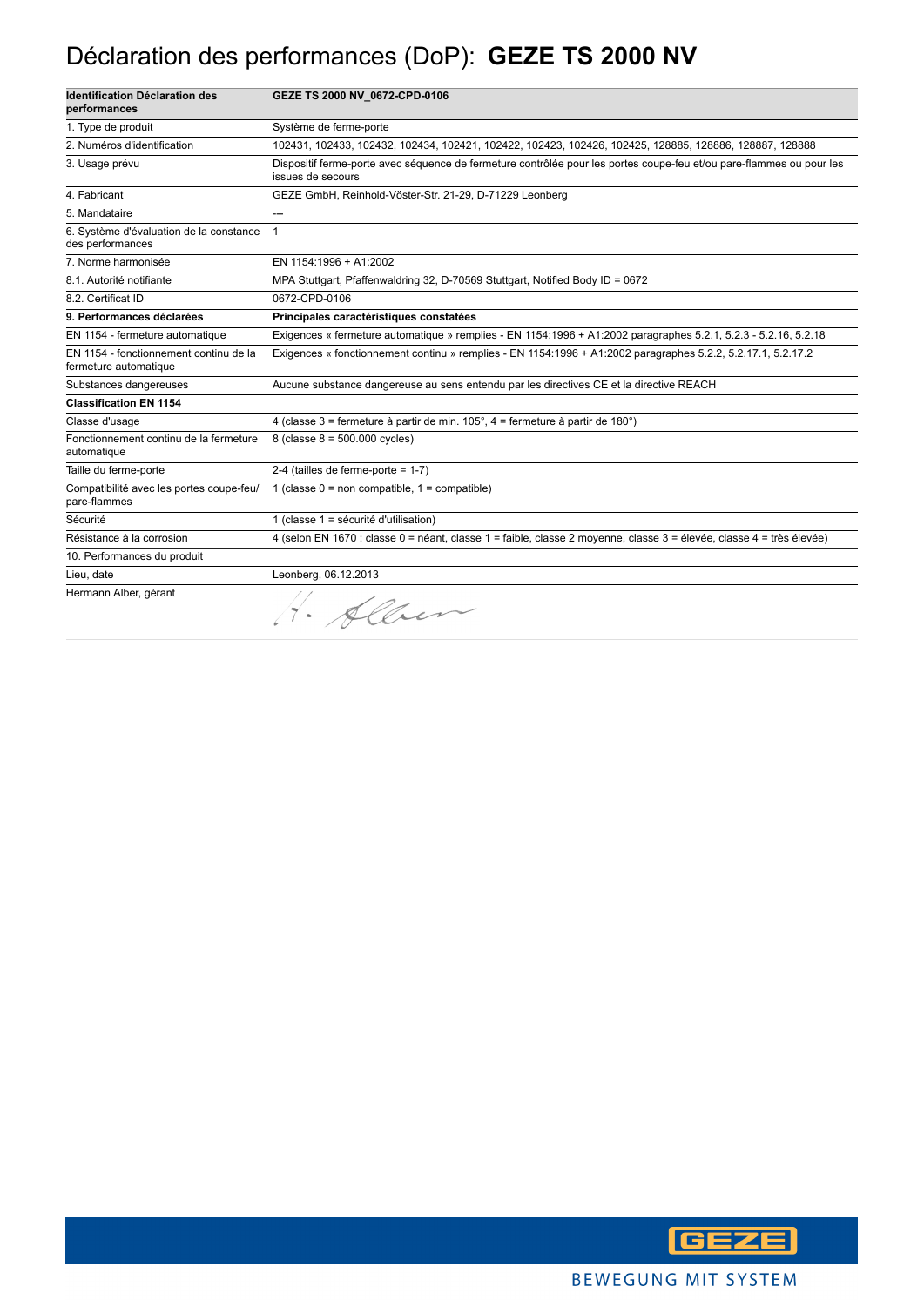# Déclaration des performances (DoP): **GEZE TS 2000 NV**

| **Identification Déclaration des performances** | **GEZE TS 2000 NV_0672-CPD-0106** |
|---|---|
| 1. Type de produit | Système de ferme-porte |
| 2. Numéros d'identification | 102431, 102433, 102432, 102434, 102421, 102422, 102423, 102426, 102425, 128885, 128886, 128887, 128888 |
| 3. Usage prévu | Dispositif ferme-porte avec séquence de fermeture contrôlée pour les portes coupe-feu et/ou pare-flammes ou pour les issues de secours |
| 4. Fabricant | GEZE GmbH, Reinhold-Vöster-Str. 21-29, D-71229 Leonberg |
| 5. Mandataire | --- |
| 6. Système d'évaluation de la constance des performances | 1 |
| 7. Norme harmonisée | EN 1154:1996 + A1:2002 |
| 8.1. Autorité notifiante | MPA Stuttgart, Pfaffenwaldring 32, D-70569 Stuttgart, Notified Body ID = 0672 |
| 8.2. Certificat ID | 0672-CPD-0106 |
| **9. Performances déclarées** | **Principales caractéristiques constatées** |
| EN 1154 - fermeture automatique | Exigences « fermeture automatique » remplies - EN 1154:1996 + A1:2002 paragraphes 5.2.1, 5.2.3 - 5.2.16, 5.2.18 |
| EN 1154 - fonctionnement continu de la fermeture automatique | Exigences « fonctionnement continu » remplies - EN 1154:1996 + A1:2002 paragraphes 5.2.2, 5.2.17.1, 5.2.17.2 |
| Substances dangereuses | Aucune substance dangereuse au sens entendu par les directives CE et la directive REACH |
| **Classification EN 1154** | |
| Classe d'usage | 4 (classe 3 = fermeture à partir de min. 105°, 4 = fermeture à partir de 180°) |
| Fonctionnement continu de la fermeture automatique | 8 (classe 8 = 500.000 cycles) |
| Taille du ferme-porte | 2-4 (tailles de ferme-porte = 1-7) |
| Compatibilité avec les portes coupe-feu/ pare-flammes | 1 (classe 0 = non compatible, 1 = compatible) |
| Sécurité | 1 (classe 1 = sécurité d'utilisation) |
| Résistance à la corrosion | 4 (selon EN 1670 : classe 0 = néant, classe 1 = faible, classe 2 moyenne, classe 3 = élevée, classe 4 = très élevée) |
| 10. Performances du produit | |
| Lieu, date | Leonberg, 06.12.2013 |
| Hermann Alber, gérant | H. Alber |

GEZE

BEWEGUNG MIT SYSTEM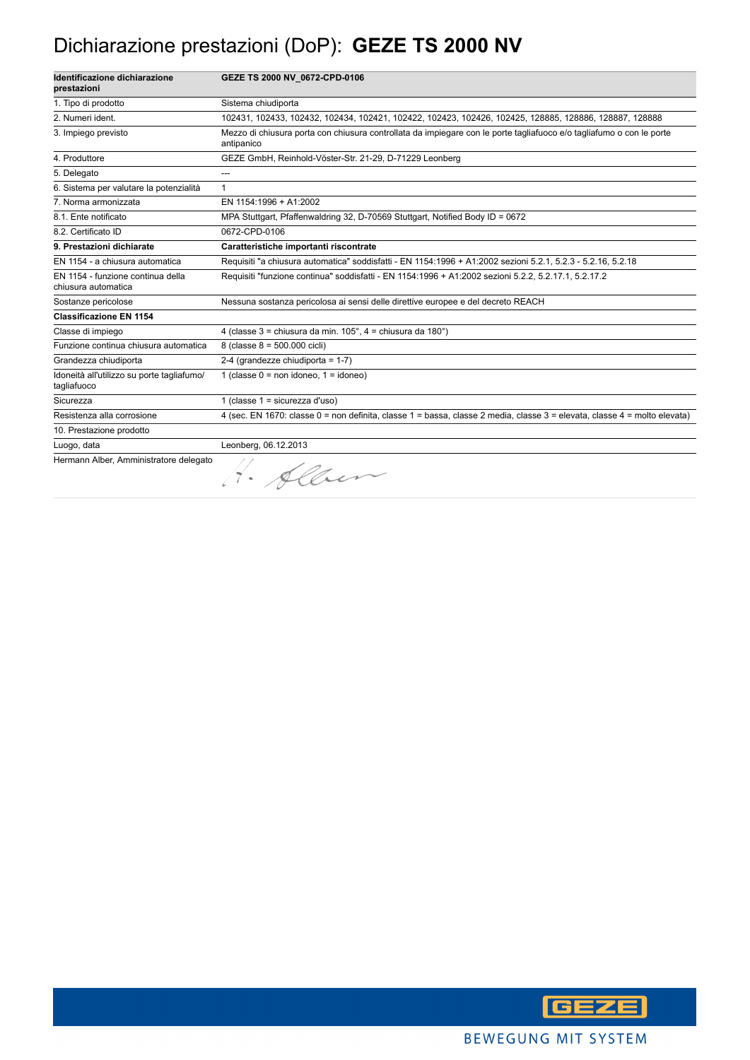# Dichiarazione prestazioni (DoP): **GEZE TS 2000 NV**

| **Identificazione dichiarazione prestazioni** | **GEZE TS 2000 NV_0672-CPD-0106** |
| --- | --- |
| 1. Tipo di prodotto | Sistema chiudiporta |
| 2. Numeri ident. | 102431, 102433, 102432, 102434, 102421, 102422, 102423, 102426, 102425, 128885, 128886, 128887, 128888 |
| 3. Impiego previsto | Mezzo di chiusura porta con chiusura controllata da impiegare con le porte tagliafuoco e/o tagliafumo o con le porte antipanico |
| 4. Produttore | GEZE GmbH, Reinhold-Vöster-Str. 21-29, D-71229 Leonberg |
| 5. Delegato | --- |
| 6. Sistema per valutare la potenzialità | 1 |
| 7. Norma armonizzata | EN 1154:1996 + A1:2002 |
| 8.1. Ente notificato | MPA Stuttgart, Pfaffenwaldring 32, D-70569 Stuttgart, Notified Body ID = 0672 |
| 8.2. Certificato ID | 0672-CPD-0106 |
| **9. Prestazioni dichiarate** | **Caratteristiche importanti riscontrate** |
| EN 1154 - a chiusura automatica | Requisiti "a chiusura automatica" soddisfatti - EN 1154:1996 + A1:2002 sezioni 5.2.1, 5.2.3 - 5.2.16, 5.2.18 |
| EN 1154 - funzione continua della chiusura automatica | Requisiti "funzione continua" soddisfatti - EN 1154:1996 + A1:2002 sezioni 5.2.2, 5.2.17.1, 5.2.17.2 |
| Sostanze pericolose | Nessuna sostanza pericolosa ai sensi delle direttive europee e del decreto REACH |
| **Classificazione EN 1154** | |
| Classe di impiego | 4 (classe 3 = chiusura da min. 105°, 4 = chiusura da 180°) |
| Funzione continua chiusura automatica | 8 (classe 8 = 500.000 cicli) |
| Grandezza chiudiporta | 2-4 (grandezze chiudiporta = 1-7) |
| Idoneità all'utilizzo su porte tagliafumo/ tagliafuoco | 1 (classe 0 = non idoneo, 1 = idoneo) |
| Sicurezza | 1 (classe 1 = sicurezza d'uso) |
| Resistenza alla corrosione | 4 (sec. EN 1670: classe 0 = non definita, classe 1 = bassa, classe 2 media, classe 3 = elevata, classe 4 = molto elevata) |
| 10. Prestazione prodotto | |
| Luogo, data | Leonberg, 06.12.2013 |
| Hermann Alber, Amministratore delegato | H. Alber |

GEZE

BEWEGUNG MIT SYSTEM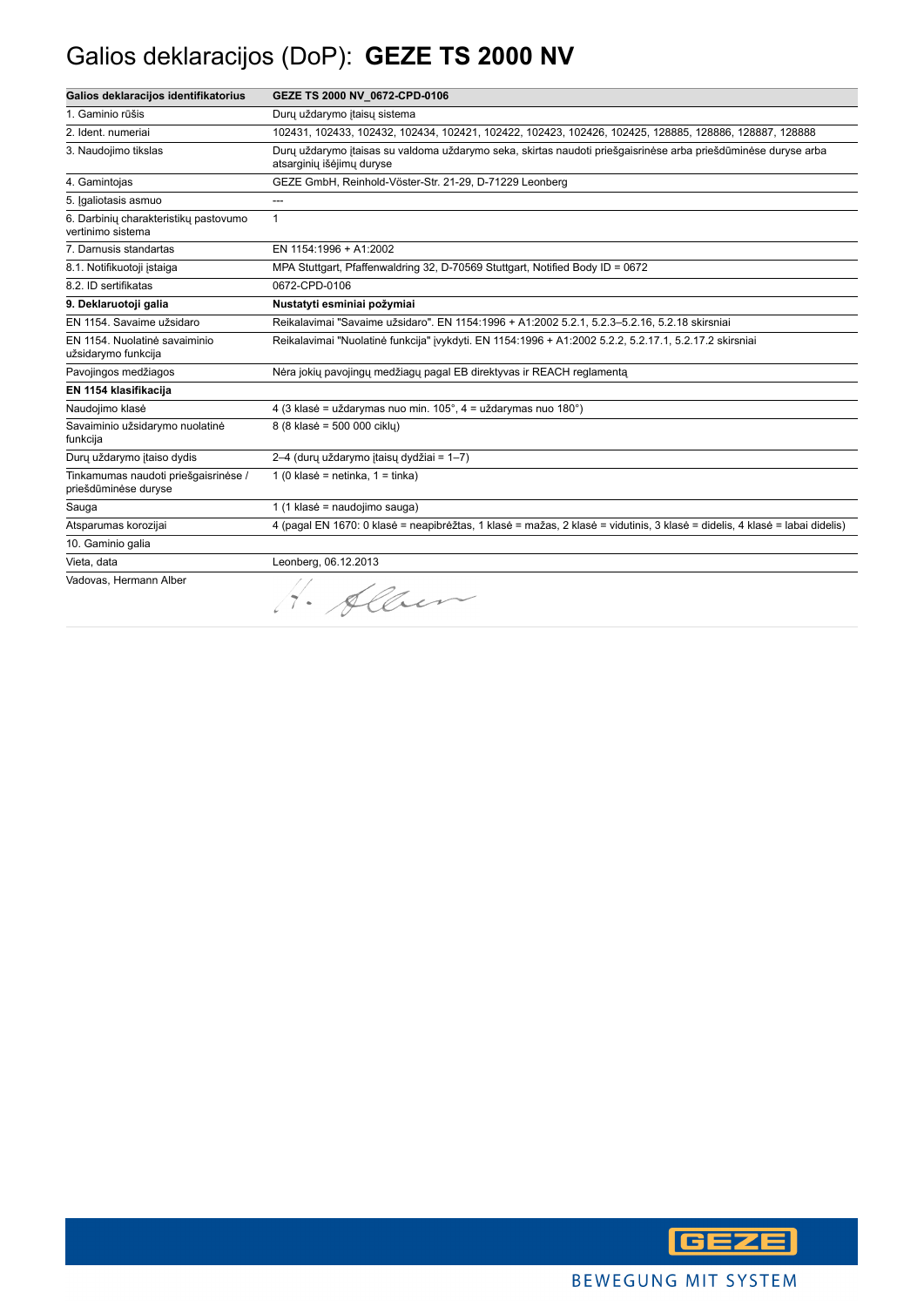# Galios deklaracijos (DoP): **GEZE TS 2000 NV**

| **Galios deklaracijos identifikatorius** | **GEZE TS 2000 NV_0672-CPD-0106** |
|---|---|
| 1. Gaminio rūšis | Durų uždarymo įtaisų sistema |
| 2. Ident. numeriai | 102431, 102433, 102432, 102434, 102421, 102422, 102423, 102426, 102425, 128885, 128886, 128887, 128888 |
| 3. Naudojimo tikslas | Durų uždarymo įtaisas su valdoma uždarymo seka, skirtas naudoti priešgaisrinėse arba priešdūminėse duryse arba atsarginių išėjimų duryse |
| 4. Gamintojas | GEZE GmbH, Reinhold-Vöster-Str. 21-29, D-71229 Leonberg |
| 5. Įgaliotasis asmuo | --- |
| 6. Darbinių charakteristikų pastovumo vertinimo sistema | 1 |
| 7. Darnusis standartas | EN 1154:1996 + A1:2002 |
| 8.1. Notifikuotoji įstaiga | MPA Stuttgart, Pfaffenwaldring 32, D-70569 Stuttgart, Notified Body ID = 0672 |
| 8.2. ID sertifikatas | 0672-CPD-0106 |
| **9. Deklaruotoji galia** | **Nustatyti esminiai požymiai** |
| EN 1154. Savaime užsidaro | Reikalavimai "Savaime užsidaro". EN 1154:1996 + A1:2002 5.2.1, 5.2.3–5.2.16, 5.2.18 skirsniai |
| EN 1154. Nuolatinė savaiminio užsidarymo funkcija | Reikalavimai "Nuolatinė funkcija" įvykdyti. EN 1154:1996 + A1:2002 5.2.2, 5.2.17.1, 5.2.17.2 skirsniai |
| Pavojingos medžiagos | Nėra jokių pavojingų medžiagų pagal EB direktyvas ir REACH reglamentą |
| **EN 1154 klasifikacija** | |
| Naudojimo klasė | 4 (3 klasė = uždarymas nuo min. 105°, 4 = uždarymas nuo 180°) |
| Savaiminio užsidarymo nuolatinė funkcija | 8 (8 klasė = 500 000 ciklų) |
| Durų uždarymo įtaiso dydis | 2–4 (durų uždarymo įtaisų dydžiai = 1–7) |
| Tinkamumas naudoti priešgaisrinėse / priešdūminėse duryse | 1 (0 klasė = netinka, 1 = tinka) |
| Sauga | 1 (1 klasė = naudojimo sauga) |
| Atsparumas korozijai | 4 (pagal EN 1670: 0 klasė = neapibrėžtas, 1 klasė = mažas, 2 klasė = vidutinis, 3 klasė = didelis, 4 klasė = labai didelis) |
| 10. Gaminio galia | |
| Vieta, data | Leonberg, 06.12.2013 |
| Vadovas, Hermann Alber | H. Alber |

GEZE

BEWEGUNG MIT SYSTEM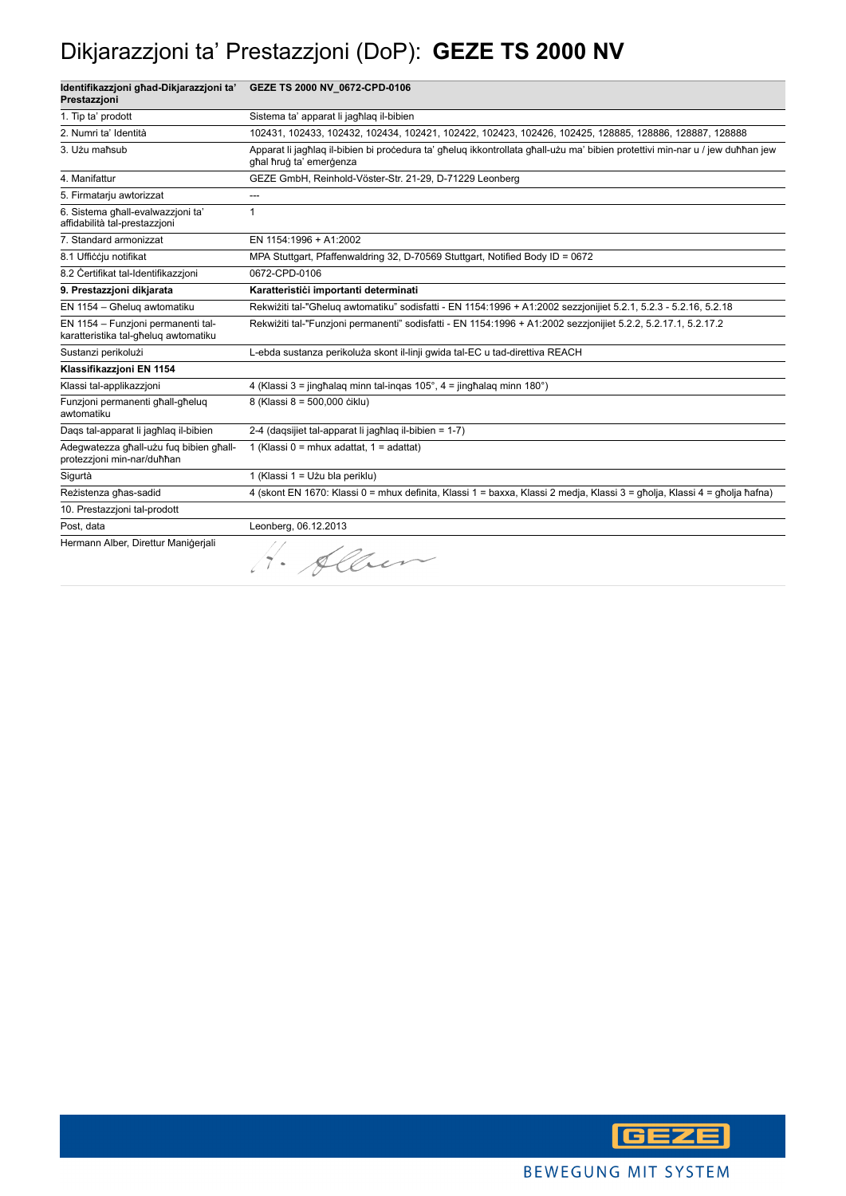# Dikjarazzjoni ta' Prestazzjoni (DoP): **GEZE TS 2000 NV**

| **Identifikazzjoni għad-Dikjarazzjoni ta' Prestazzjoni** | **GEZE TS 2000 NV_0672-CPD-0106** |
|---|---|
| 1. Tip ta' prodott | Sistema ta' apparat li jagħlaq il-bibien |
| 2. Numri ta' Identità | 102431, 102433, 102432, 102434, 102421, 102422, 102423, 102426, 102425, 128885, 128886, 128887, 128888 |
| 3. Użu maħsub | Apparat li jagħlaq il-bibien bi proċedura ta' għeluq ikkontrollata għall-użu ma' bibien protettivi min-nar u / jew duħħan jew għal ħruġ ta' emerġenza |
| 4. Manifattur | GEZE GmbH, Reinhold-Vöster-Str. 21-29, D-71229 Leonberg |
| 5. Firmatarju awtorizzat | --- |
| 6. Sistema għall-evalwazzjoni ta' affidabilità tal-prestazzjoni | 1 |
| 7. Standard armonizzat | EN 1154:1996 + A1:2002 |
| 8.1 Uffiċċju notifikat | MPA Stuttgart, Pfaffenwaldring 32, D-70569 Stuttgart, Notified Body ID = 0672 |
| 8.2 Ċertifikat tal-Identifikazzjoni | 0672-CPD-0106 |
| **9. Prestazzjoni dikjarata** | **Karatteristiċi importanti determinati** |
| EN 1154 – Għeluq awtomatiku | Rekwiżiti tal-"Għeluq awtomatiku" sodisfatti - EN 1154:1996 + A1:2002 sezzjonijiet 5.2.1, 5.2.3 - 5.2.16, 5.2.18 |
| EN 1154 – Funzjoni permanenti tal-karatteristika tal-għeluq awtomatiku | Rekwiżiti tal-"Funzjoni permanenti" sodisfatti - EN 1154:1996 + A1:2002 sezzjonijiet 5.2.2, 5.2.17.1, 5.2.17.2 |
| Sustanzi perikolużi | L-ebda sustanza perikoluża skont il-linji gwida tal-EC u tad-direttiva REACH |
| **Klassifikazzjoni EN 1154** | |
| Klassi tal-applikazzjoni | 4 (Klassi 3 = jingħalaq minn tal-inqas 105°, 4 = jingħalaq minn 180°) |
| Funzjoni permanenti għall-għeluq awtomatiku | 8 (Klassi 8 = 500,000 ċiklu) |
| Daqs tal-apparat li jagħlaq il-bibien | 2-4 (daqsijiet tal-apparat li jagħlaq il-bibien = 1-7) |
| Adegwatezza għall-użu fuq bibien għall-protezzjoni min-nar/duħħan | 1 (Klassi 0 = mhux adattat, 1 = adattat) |
| Sigurtà | 1 (Klassi 1 = Użu bla periklu) |
| Reżistenza għas-sadid | 4 (skont EN 1670: Klassi 0 = mhux definita, Klassi 1 = baxxa, Klassi 2 medja, Klassi 3 = għolja, Klassi 4 = għolja ħafna) |
| 10. Prestazzjoni tal-prodott | |
| Post, data | Leonberg, 06.12.2013 |
| Hermann Alber, Direttur Maniġerjali | H. Alber |

BEWEGUNG MIT SYSTEM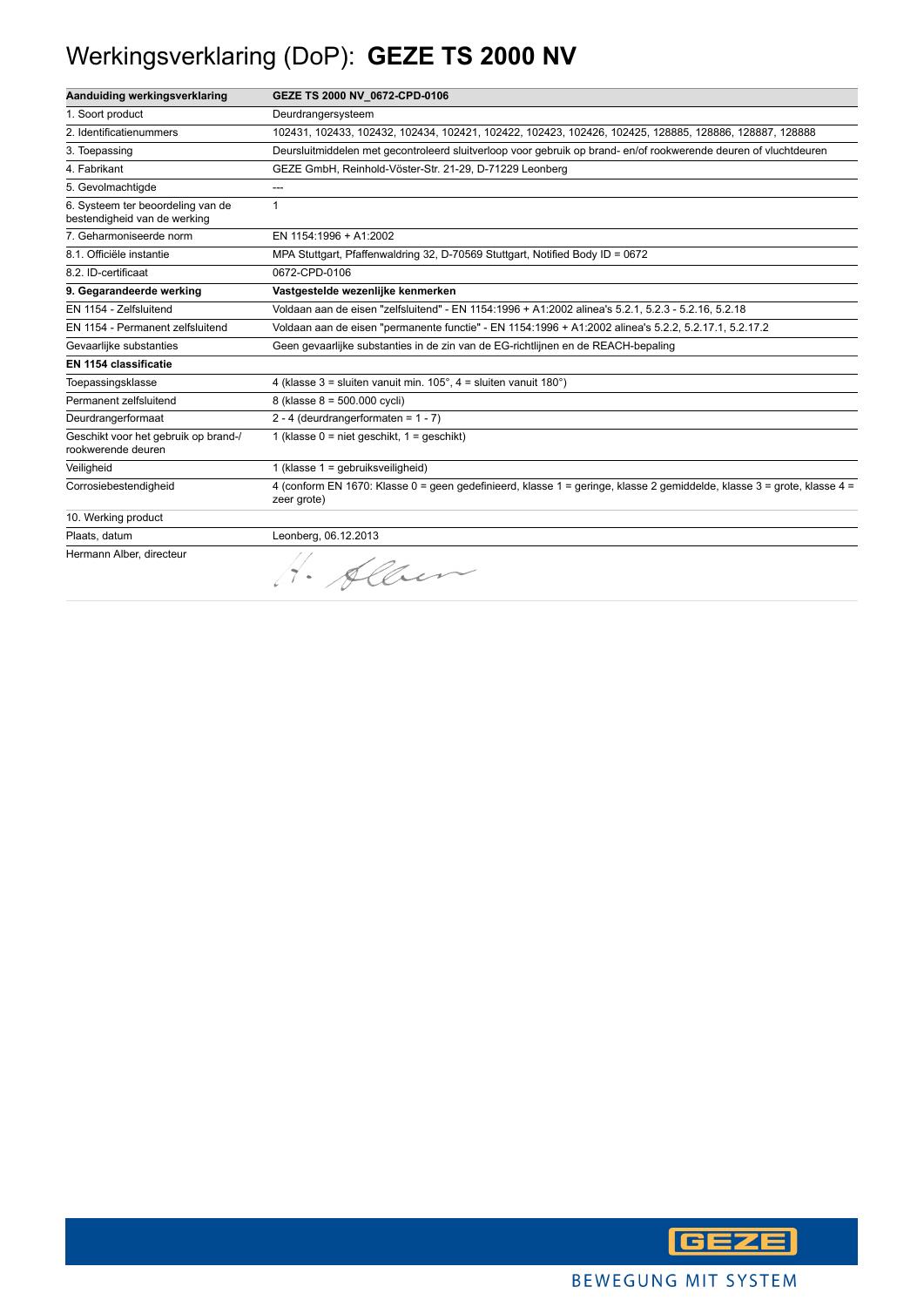# Werkingsverklaring (DoP): **GEZE TS 2000 NV**

| **Aanduiding werkingsverklaring** | **GEZE TS 2000 NV_0672-CPD-0106** |
|---|---|
| 1. Soort product | Deurdrangersysteem |
| 2. Identificatienummers | 102431, 102433, 102432, 102434, 102421, 102422, 102423, 102426, 102425, 128885, 128886, 128887, 128888 |
| 3. Toepassing | Deursluitmiddelen met gecontroleerd sluitverloop voor gebruik op brand- en/of rookwerende deuren of vluchtdeuren |
| 4. Fabrikant | GEZE GmbH, Reinhold-Vöster-Str. 21-29, D-71229 Leonberg |
| 5. Gevolmachtigde | --- |
| 6. Systeem ter beoordeling van de bestendigheid van de werking | 1 |
| 7. Geharmoniseerde norm | EN 1154:1996 + A1:2002 |
| 8.1. Officiële instantie | MPA Stuttgart, Pfaffenwaldring 32, D-70569 Stuttgart, Notified Body ID = 0672 |
| 8.2. ID-certificaat | 0672-CPD-0106 |
| **9. Gegarandeerde werking** | **Vastgestelde wezenlijke kenmerken** |
| EN 1154 - Zelfsluitend | Voldaan aan de eisen "zelfsluitend" - EN 1154:1996 + A1:2002 alinea's 5.2.1, 5.2.3 - 5.2.16, 5.2.18 |
| EN 1154 - Permanent zelfsluitend | Voldaan aan de eisen "permanente functie" - EN 1154:1996 + A1:2002 alinea's 5.2.2, 5.2.17.1, 5.2.17.2 |
| Gevaarlijke substanties | Geen gevaarlijke substanties in de zin van de EG-richtlijnen en de REACH-bepaling |
| **EN 1154 classificatie** | |
| Toepassingsklasse | 4 (klasse 3 = sluiten vanuit min. 105°, 4 = sluiten vanuit 180°) |
| Permanent zelfsluitend | 8 (klasse 8 = 500.000 cycli) |
| Deurdrangerformaat | 2 - 4 (deurdrangerformaten = 1 - 7) |
| Geschikt voor het gebruik op brand-/ rookwerende deuren | 1 (klasse 0 = niet geschikt, 1 = geschikt) |
| Veiligheid | 1 (klasse 1 = gebruiksveiligheid) |
| Corrosiebestendigheid | 4 (conform EN 1670: Klasse 0 = geen gedefinieerd, klasse 1 = geringe, klasse 2 gemiddelde, klasse 3 = grote, klasse 4 = zeer grote) |
| 10. Werking product | |
| Plaats, datum | Leonberg, 06.12.2013 |
| Hermann Alber, directeur | H. Alber |

GEZE

BEWEGUNG MIT SYSTEM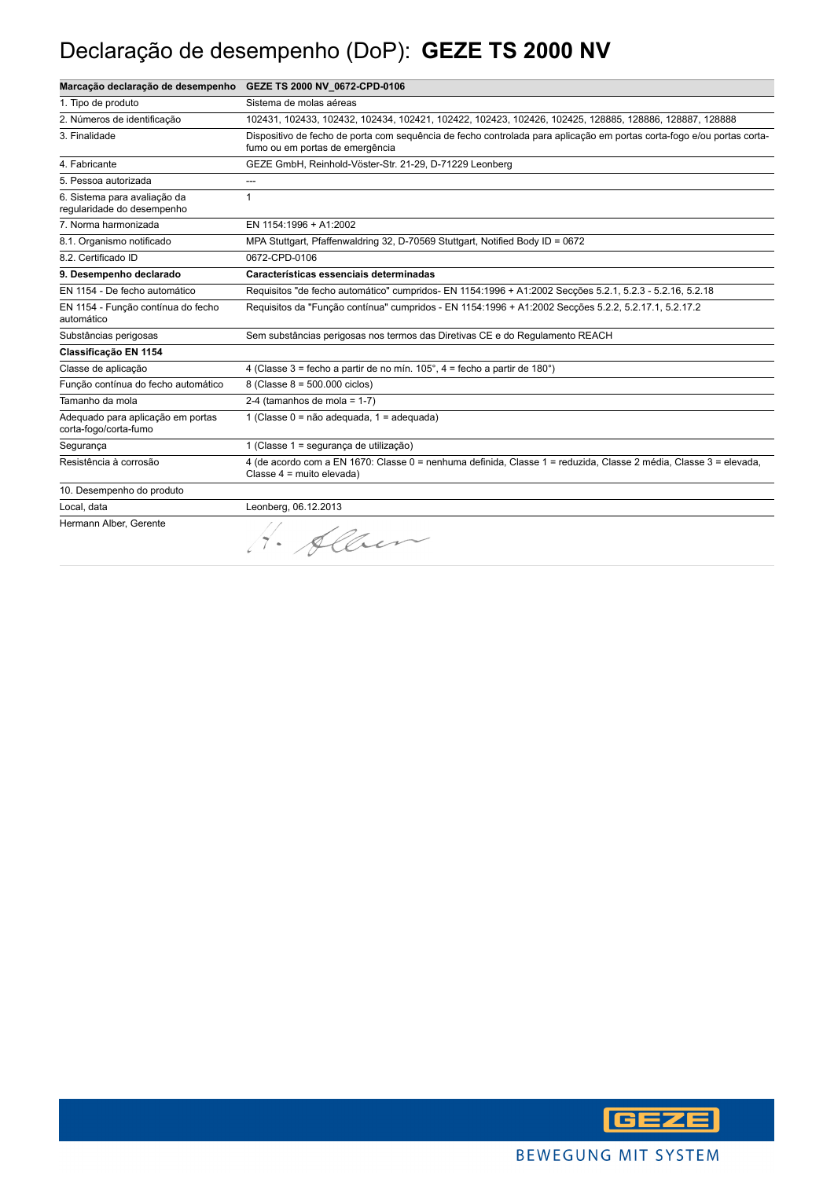# Declaração de desempenho (DoP): **GEZE TS 2000 NV**

| **Marcação declaração de desempenho** | **GEZE TS 2000 NV_0672-CPD-0106** |
|---|---|
| 1. Tipo de produto | Sistema de molas aéreas |
| 2. Números de identificação | 102431, 102433, 102432, 102434, 102421, 102422, 102423, 102426, 102425, 128885, 128886, 128887, 128888 |
| 3. Finalidade | Dispositivo de fecho de porta com sequência de fecho controlada para aplicação em portas corta-fogo e/ou portas corta-fumo ou em portas de emergência |
| 4. Fabricante | GEZE GmbH, Reinhold-Vöster-Str. 21-29, D-71229 Leonberg |
| 5. Pessoa autorizada | --- |
| 6. Sistema para avaliação da regularidade do desempenho | 1 |
| 7. Norma harmonizada | EN 1154:1996 + A1:2002 |
| 8.1. Organismo notificado | MPA Stuttgart, Pfaffenwaldring 32, D-70569 Stuttgart, Notified Body ID = 0672 |
| 8.2. Certificado ID | 0672-CPD-0106 |
| **9. Desempenho declarado** | **Características essenciais determinadas** |
| EN 1154 - De fecho automático | Requisitos "de fecho automático" cumpridos- EN 1154:1996 + A1:2002 Secções 5.2.1, 5.2.3 - 5.2.16, 5.2.18 |
| EN 1154 - Função contínua do fecho automático | Requisitos da "Função contínua" cumpridos - EN 1154:1996 + A1:2002 Secções 5.2.2, 5.2.17.1, 5.2.17.2 |
| Substâncias perigosas | Sem substâncias perigosas nos termos das Diretivas CE e do Regulamento REACH |
| **Classificação EN 1154** | |
| Classe de aplicação | 4 (Classe 3 = fecho a partir de no mín. 105°, 4 = fecho a partir de 180°) |
| Função contínua do fecho automático | 8 (Classe 8 = 500.000 ciclos) |
| Tamanho da mola | 2-4 (tamanhos de mola = 1-7) |
| Adequado para aplicação em portas corta-fogo/corta-fumo | 1 (Classe 0 = não adequada, 1 = adequada) |
| Segurança | 1 (Classe 1 = segurança de utilização) |
| Resistência à corrosão | 4 (de acordo com a EN 1670: Classe 0 = nenhuma definida, Classe 1 = reduzida, Classe 2 média, Classe 3 = elevada, Classe 4 = muito elevada) |
| 10. Desempenho do produto | |
| Local, data | Leonberg, 06.12.2013 |
| Hermann Alber, Gerente | H. Alber |

GEZE

BEWEGUNG MIT SYSTEM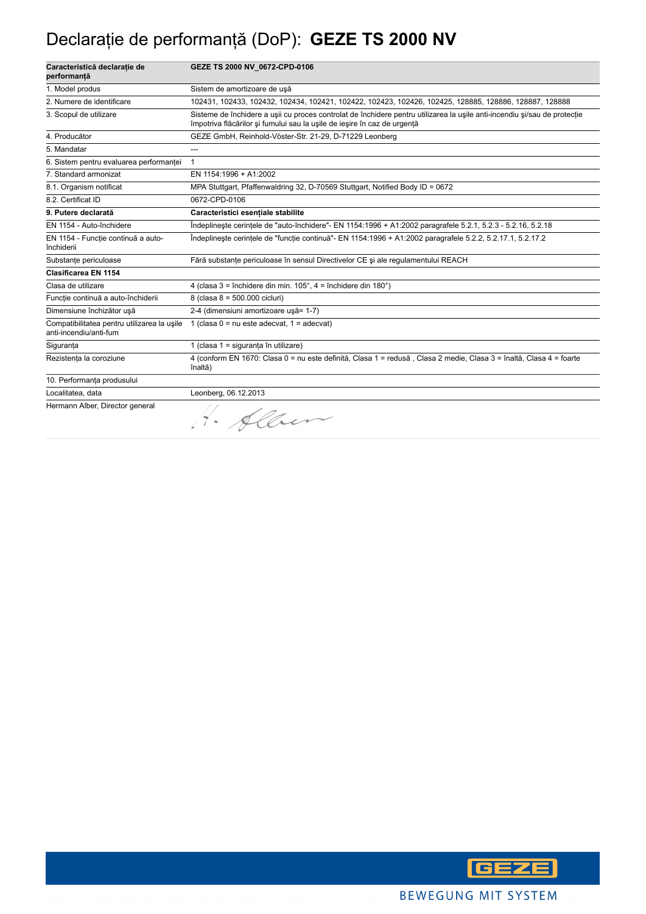# Declarație de performanță (DoP): **GEZE TS 2000 NV**

| **Caracteristică declarație de performanță** | **GEZE TS 2000 NV_0672-CPD-0106** |
|---|---|
| 1. Model produs | Sistem de amortizoare de ușă |
| 2. Numere de identificare | 102431, 102433, 102432, 102434, 102421, 102422, 102423, 102426, 102425, 128885, 128886, 128887, 128888 |
| 3. Scopul de utilizare | Sisteme de închidere a ușii cu proces controlat de închidere pentru utilizarea la ușile anti-incendiu și/sau de protecție împotriva flăcărilor și fumului sau la ușile de ieșire în caz de urgență |
| 4. Producător | GEZE GmbH, Reinhold-Vöster-Str. 21-29, D-71229 Leonberg |
| 5. Mandatar | --- |
| 6. Sistem pentru evaluarea performanței | 1 |
| 7. Standard armonizat | EN 1154:1996 + A1:2002 |
| 8.1. Organism notificat | MPA Stuttgart, Pfaffenwaldring 32, D-70569 Stuttgart, Notified Body ID = 0672 |
| 8.2. Certificat ID | 0672-CPD-0106 |
| **9. Putere declarată** | **Caracteristici esențiale stabilite** |
| EN 1154 - Auto-închidere | Îndeplinește cerințele de "auto-închidere"- EN 1154:1996 + A1:2002 paragrafele 5.2.1, 5.2.3 - 5.2.16, 5.2.18 |
| EN 1154 - Funcție continuă a auto-închiderii | Îndeplinește cerințele de "funcție continuă"- EN 1154:1996 + A1:2002 paragrafele 5.2.2, 5.2.17.1, 5.2.17.2 |
| Substanțe periculoase | Fără substanțe periculoase în sensul Directivelor CE și ale regulamentului REACH |
| **Clasificarea EN 1154** | |
| Clasa de utilizare | 4 (clasa 3 = închidere din min. 105°, 4 = închidere din 180°) |
| Funcție continuă a auto-închiderii | 8 (clasa 8 = 500.000 cicluri) |
| Dimensiune închizător ușă | 2-4 (dimensiuni amortizoare ușă= 1-7) |
| Compatibilitatea pentru utilizarea la ușile anti-incendiu/anti-fum | 1 (clasa 0 = nu este adecvat, 1 = adecvat) |
| Siguranța | 1 (clasa 1 = siguranța în utilizare) |
| Rezistența la coroziune | 4 (conform EN 1670: Clasa 0 = nu este definită, Clasa 1 = redusă , Clasa 2 medie, Clasa 3 = înaltă, Clasa 4 = foarte înaltă) |
| 10. Performanța produsului | |
| Localitatea, data | Leonberg, 06.12.2013 |
| Hermann Alber, Director general | H. Alber |

BEWEGUNG MIT SYSTEM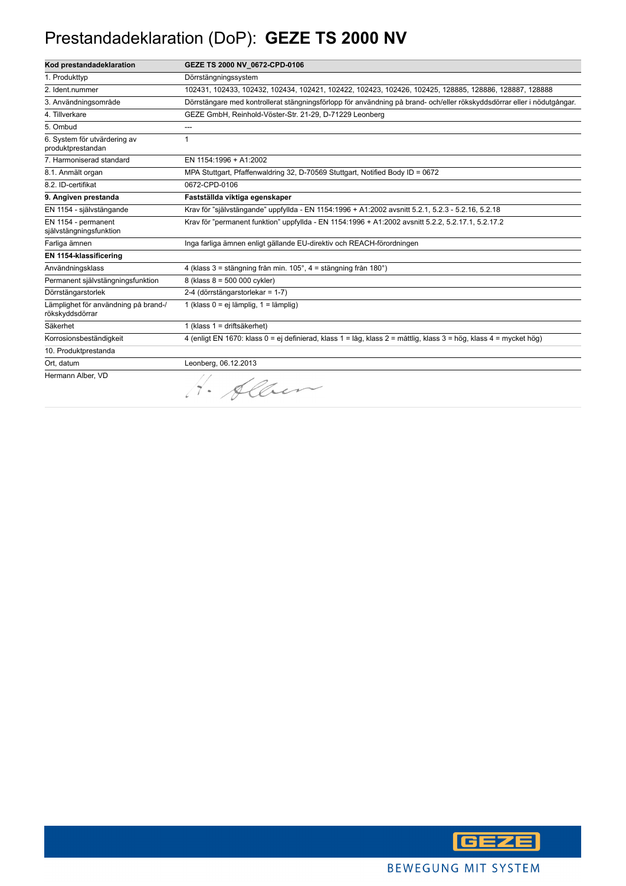# Prestandadeklaration (DoP): **GEZE TS 2000 NV**

| Kod prestandadeklaration | GEZE TS 2000 NV_0672-CPD-0106 |
|---|---|
| 1. Produkttyp | Dörrstängningssystem |
| 2. Ident.nummer | 102431, 102433, 102432, 102434, 102421, 102422, 102423, 102426, 102425, 128885, 128886, 128887, 128888 |
| 3. Användningsområde | Dörrstängare med kontrollerat stängningsförlopp för användning på brand- och/eller rökskyddsdörrar eller i nödutgångar. |
| 4. Tillverkare | GEZE GmbH, Reinhold-Vöster-Str. 21-29, D-71229 Leonberg |
| 5. Ombud | --- |
| 6. System för utvärdering av produktprestandan | 1 |
| 7. Harmoniserad standard | EN 1154:1996 + A1:2002 |
| 8.1. Anmält organ | MPA Stuttgart, Pfaffenwaldring 32, D-70569 Stuttgart, Notified Body ID = 0672 |
| 8.2. ID-certifikat | 0672-CPD-0106 |
| **9. Angiven prestanda** | **Fastställda viktiga egenskaper** |
| EN 1154 - självstängande | Krav för "självstängande" uppfyllda - EN 1154:1996 + A1:2002 avsnitt 5.2.1, 5.2.3 - 5.2.16, 5.2.18 |
| EN 1154 - permanent självstängningsfunktion | Krav för "permanent funktion" uppfyllda - EN 1154:1996 + A1:2002 avsnitt 5.2.2, 5.2.17.1, 5.2.17.2 |
| Farliga ämnen | Inga farliga ämnen enligt gällande EU-direktiv och REACH-förordningen |
| **EN 1154-klassificering** | |
| Användningsklass | 4 (klass 3 = stängning från min. 105°, 4 = stängning från 180°) |
| Permanent självstängningsfunktion | 8 (klass 8 = 500 000 cykler) |
| Dörrstängarstorlek | 2-4 (dörrstängarstorlekar = 1-7) |
| Lämplighet för användning på brand-/ rökskyddsdörrar | 1 (klass 0 = ej lämplig, 1 = lämplig) |
| Säkerhet | 1 (klass 1 = driftsäkerhet) |
| Korrosionsbeständigkeit | 4 (enligt EN 1670: klass 0 = ej definierad, klass 1 = låg, klass 2 = måttlig, klass 3 = hög, klass 4 = mycket hög) |
| 10. Produktprestanda | |
| Ort, datum | Leonberg, 06.12.2013 |
| Hermann Alber, VD | |

GEZE

BEWEGUNG MIT SYSTEM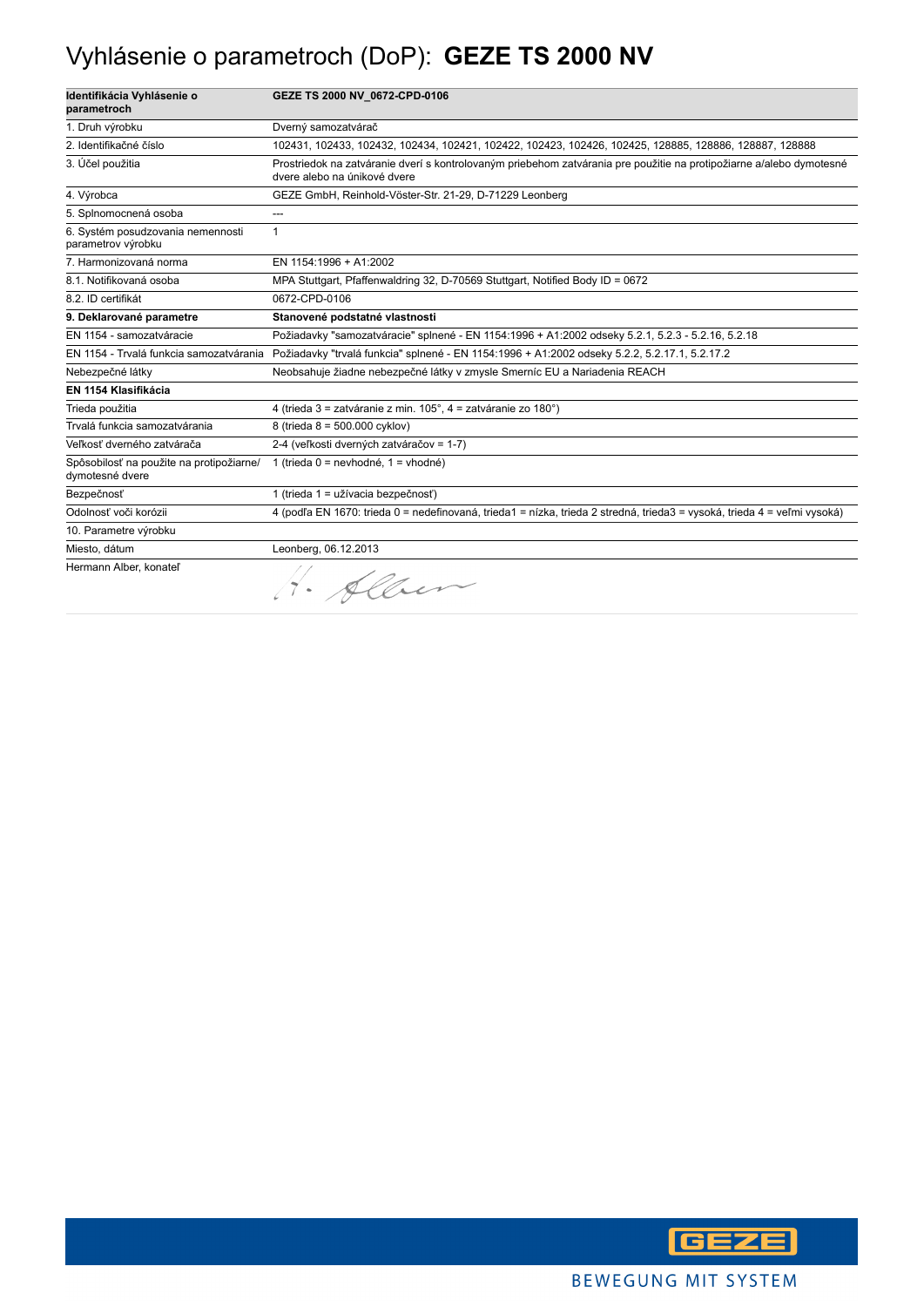# Vyhlásenie o parametroch (DoP): **GEZE TS 2000 NV**

| **Identifikácia Vyhlásenie o parametroch** | **GEZE TS 2000 NV_0672-CPD-0106** |
|---|---|
| 1. Druh výrobku | Dverný samozatvárač |
| 2. Identifikačné číslo | 102431, 102433, 102432, 102434, 102421, 102422, 102423, 102426, 102425, 128885, 128886, 128887, 128888 |
| 3. Účel použitia | Prostriedok na zatváranie dverí s kontrolovaným priebehom zatvárania pre použitie na protipožiarne a/alebo dymotesné dvere alebo na únikové dvere |
| 4. Výrobca | GEZE GmbH, Reinhold-Vöster-Str. 21-29, D-71229 Leonberg |
| 5. Splnomocnená osoba | --- |
| 6. Systém posudzovania nemennosti parametrov výrobku | 1 |
| 7. Harmonizovaná norma | EN 1154:1996 + A1:2002 |
| 8.1. Notifikovaná osoba | MPA Stuttgart, Pfaffenwaldring 32, D-70569 Stuttgart, Notified Body ID = 0672 |
| 8.2. ID certifikát | 0672-CPD-0106 |
| **9. Deklarované parametre** | **Stanovené podstatné vlastnosti** |
| EN 1154 - samozatváracie | Požiadavky "samozatváracie" splnené - EN 1154:1996 + A1:2002 odseky 5.2.1, 5.2.3 - 5.2.16, 5.2.18 |
| EN 1154 - Trvalá funkcia samozatvárania | Požiadavky "trvalá funkcia" splnené - EN 1154:1996 + A1:2002 odseky 5.2.2, 5.2.17.1, 5.2.17.2 |
| Nebezpečné látky | Neobsahuje žiadne nebezpečné látky v zmysle Smerníc EU a Nariadenia REACH |
| **EN 1154 Klasifikácia** | |
| Trieda použitia | 4 (trieda 3 = zatváranie z min. 105°, 4 = zatváranie zo 180°) |
| Trvalá funkcia samozatvárania | 8 (trieda 8 = 500.000 cyklov) |
| Veľkosť dverného zatvárača | 2-4 (veľkosti dverných zatváračov = 1-7) |
| Spôsobilosť na použite na protipožiarne/ dymotesné dvere | 1 (trieda 0 = nevhodné, 1 = vhodné) |
| Bezpečnosť | 1 (trieda 1 = užívacia bezpečnosť) |
| Odolnosť voči korózii | 4 (podľa EN 1670: trieda 0 = nedefinovaná, trieda1 = nízka, trieda 2 stredná, trieda3 = vysoká, trieda 4 = veľmi vysoká) |
| 10. Parametre výrobku | |
| Miesto, dátum | Leonberg, 06.12.2013 |
| Hermann Alber, konateľ | H. Alber |

BEWEGUNG MIT SYSTEM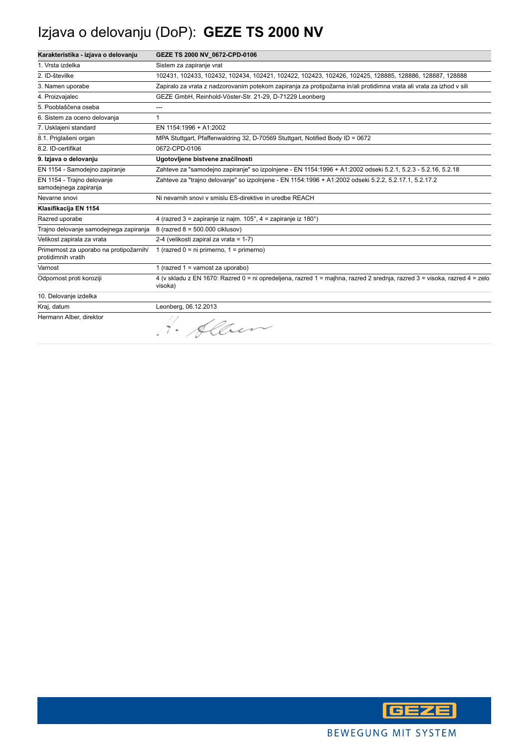# Izjava o delovanju (DoP): **GEZE TS 2000 NV**

| **Karakteristika - izjava o delovanju** | **GEZE TS 2000 NV_0672-CPD-0106** |
|---|---|
| 1. Vrsta izdelka | Sistem za zapiranje vrat |
| 2. ID-številke | 102431, 102433, 102432, 102434, 102421, 102422, 102423, 102426, 102425, 128885, 128886, 128887, 128888 |
| 3. Namen uporabe | Zapiralo za vrata z nadzorovanim potekom zapiranja za protipožarna in/ali protidimna vrata ali vrata za izhod v sili |
| 4. Proizvajalec | GEZE GmbH, Reinhold-Vöster-Str. 21-29, D-71229 Leonberg |
| 5. Pooblaščena oseba | --- |
| 6. Sistem za oceno delovanja | 1 |
| 7. Usklajeni standard | EN 1154:1996 + A1:2002 |
| 8.1. Priglašeni organ | MPA Stuttgart, Pfaffenwaldring 32, D-70569 Stuttgart, Notified Body ID = 0672 |
| 8.2. ID-certifikat | 0672-CPD-0106 |
| **9. Izjava o delovanju** | **Ugotovljene bistvene značilnosti** |
| EN 1154 - Samodejno zapiranje | Zahteve za "samodejno zapiranje" so izpolnjene - EN 1154:1996 + A1:2002 odseki 5.2.1, 5.2.3 - 5.2.16, 5.2.18 |
| EN 1154 - Trajno delovanje samodejnega zapiranja | Zahteve za "trajno delovanje" so izpolnjene - EN 1154:1996 + A1:2002 odseki 5.2.2, 5.2.17.1, 5.2.17.2 |
| Nevarne snovi | Ni nevarnih snovi v smislu ES-direktive in uredbe REACH |
| **Klasifikacija EN 1154** | |
| Razred uporabe | 4 (razred 3 = zapiranje iz najm. 105°, 4 = zapiranje iz 180°) |
| Trajno delovanje samodejnega zapiranja | 8 (razred 8 = 500.000 ciklusov) |
| Velikost zapirala za vrata | 2-4 (velikosti zapiral za vrata = 1-7) |
| Primernost za uporabo na protipožarnih/ protidimnih vratih | 1 (razred 0 = ni primerno, 1 = primerno) |
| Varnost | 1 (razred 1 = varnost za uporabo) |
| Odpornost proti koroziji | 4 (v skladu z EN 1670: Razred 0 = ni opredeljena, razred 1 = majhna, razred 2 srednja, razred 3 = visoka, razred 4 = zelo visoka) |
| 10. Delovanje izdelka | |
| Kraj, datum | Leonberg, 06.12.2013 |
| Hermann Alber, direktor | H. Alber |

GEZE

BEWEGUNG MIT SYSTEM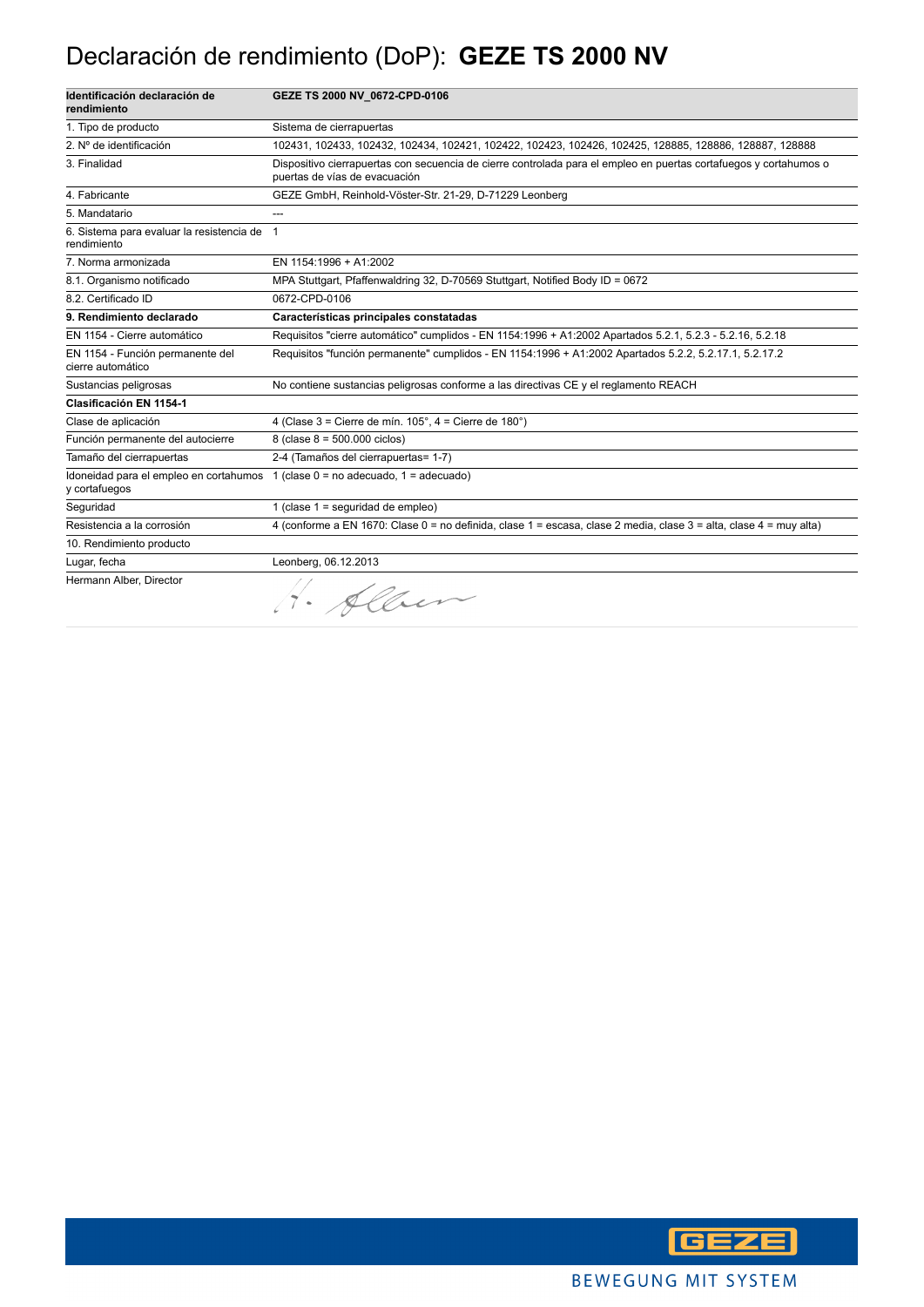# Declaración de rendimiento (DoP): **GEZE TS 2000 NV**

| **Identificación declaración de rendimiento** | **GEZE TS 2000 NV_0672-CPD-0106** |
|---|---|
| 1. Tipo de producto | Sistema de cierrapuertas |
| 2. Nº de identificación | 102431, 102433, 102432, 102434, 102421, 102422, 102423, 102426, 102425, 128885, 128886, 128887, 128888 |
| 3. Finalidad | Dispositivo cierrapuertas con secuencia de cierre controlada para el empleo en puertas cortafuegos y cortahumos o puertas de vías de evacuación |
| 4. Fabricante | GEZE GmbH, Reinhold-Vöster-Str. 21-29, D-71229 Leonberg |
| 5. Mandatario | --- |
| 6. Sistema para evaluar la resistencia de rendimiento | 1 |
| 7. Norma armonizada | EN 1154:1996 + A1:2002 |
| 8.1. Organismo notificado | MPA Stuttgart, Pfaffenwaldring 32, D-70569 Stuttgart, Notified Body ID = 0672 |
| 8.2. Certificado ID | 0672-CPD-0106 |
| **9. Rendimiento declarado** | **Características principales constatadas** |
| EN 1154 - Cierre automático | Requisitos "cierre automático" cumplidos - EN 1154:1996 + A1:2002 Apartados 5.2.1, 5.2.3 - 5.2.16, 5.2.18 |
| EN 1154 - Función permanente del cierre automático | Requisitos "función permanente" cumplidos - EN 1154:1996 + A1:2002 Apartados 5.2.2, 5.2.17.1, 5.2.17.2 |
| Sustancias peligrosas | No contiene sustancias peligrosas conforme a las directivas CE y el reglamento REACH |
| **Clasificación EN 1154-1** | |
| Clase de aplicación | 4 (Clase 3 = Cierre de mín. 105°, 4 = Cierre de 180°) |
| Función permanente del autocierre | 8 (clase 8 = 500.000 ciclos) |
| Tamaño del cierrapuertas | 2-4 (Tamaños del cierrapuertas= 1-7) |
| Idoneidad para el empleo en cortahumos y cortafuegos | 1 (clase 0 = no adecuado, 1 = adecuado) |
| Seguridad | 1 (clase 1 = seguridad de empleo) |
| Resistencia a la corrosión | 4 (conforme a EN 1670: Clase 0 = no definida, clase 1 = escasa, clase 2 media, clase 3 = alta, clase 4 = muy alta) |
| 10. Rendimiento producto | |
| Lugar, fecha | Leonberg, 06.12.2013 |
| Hermann Alber, Director | H. Alber |

GEZE

BEWEGUNG MIT SYSTEM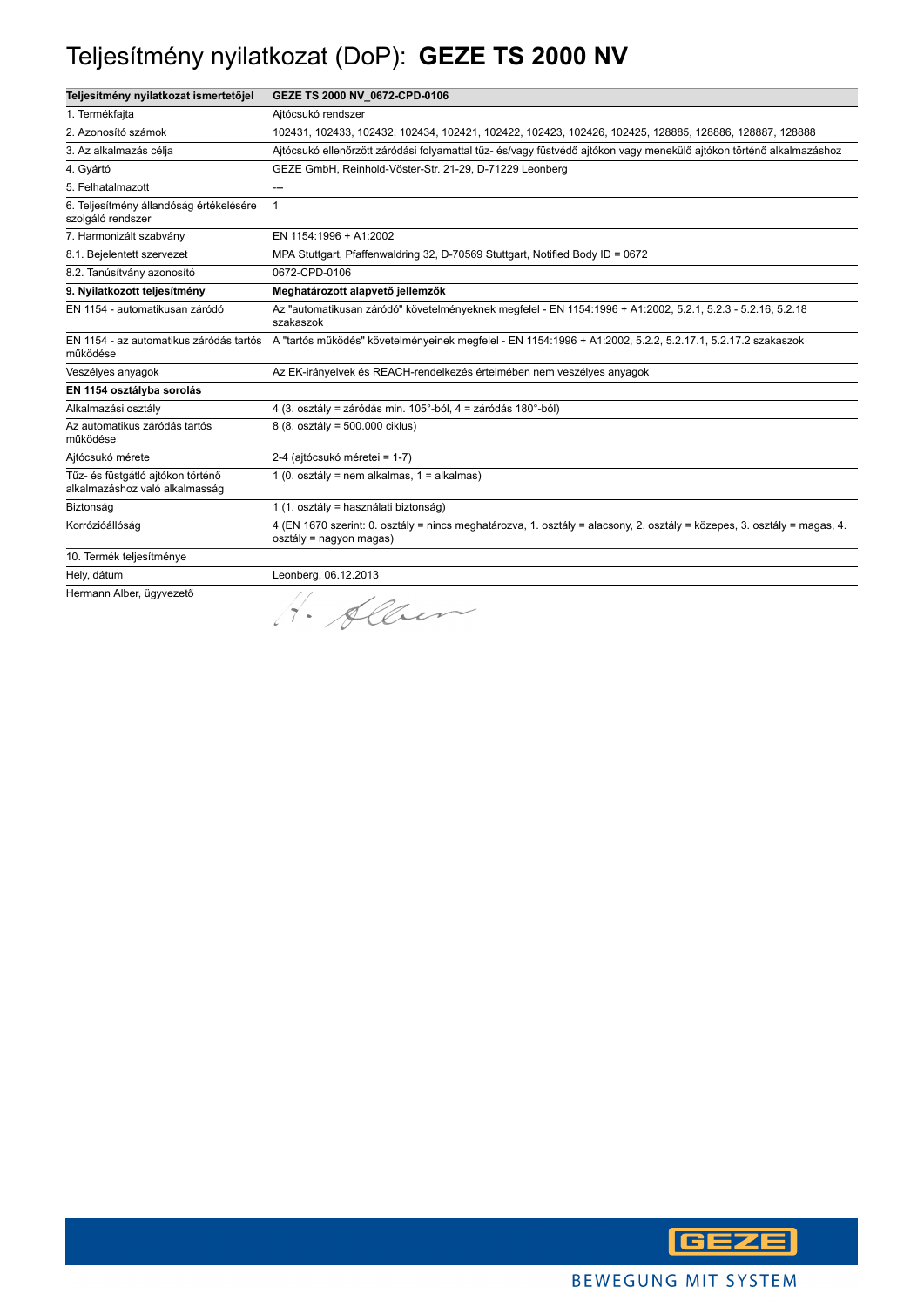# Teljesítmény nyilatkozat (DoP): **GEZE TS 2000 NV**

| Teljesítmény nyilatkozat ismertetőjel | GEZE TS 2000 NV_0672-CPD-0106 |
|---|---|
| 1. Termékfajta | Ajtócsukó rendszer |
| 2. Azonosító számok | 102431, 102433, 102432, 102434, 102421, 102422, 102423, 102426, 102425, 128885, 128886, 128887, 128888 |
| 3. Az alkalmazás célja | Ajtócsukó ellenőrzött záródási folyamattal tűz- és/vagy füstvédő ajtókon vagy menekülő ajtókon történő alkalmazáshoz |
| 4. Gyártó | GEZE GmbH, Reinhold-Vöster-Str. 21-29, D-71229 Leonberg |
| 5. Felhatalmazott | --- |
| 6. Teljesítmény állandóság értékelésére szolgáló rendszer | 1 |
| 7. Harmonizált szabvány | EN 1154:1996 + A1:2002 |
| 8.1. Bejelentett szervezet | MPA Stuttgart, Pfaffenwaldring 32, D-70569 Stuttgart, Notified Body ID = 0672 |
| 8.2. Tanúsítvány azonosító | 0672-CPD-0106 |
| **9. Nyilatkozott teljesítmény** | **Meghatározott alapvető jellemzők** |
| EN 1154 - automatikusan záródó | Az "automatikusan záródó" követelményeknek megfelel - EN 1154:1996 + A1:2002, 5.2.1, 5.2.3 - 5.2.16, 5.2.18 szakaszok |
| EN 1154 - az automatikus záródás tartós működése | A "tartós működés" követelményeinek megfelel - EN 1154:1996 + A1:2002, 5.2.2, 5.2.17.1, 5.2.17.2 szakaszok |
| Veszélyes anyagok | Az EK-irányelvek és REACH-rendelkezés értelmében nem veszélyes anyagok |
| **EN 1154 osztályba sorolás** | |
| Alkalmazási osztály | 4 (3. osztály = záródás min. 105°-ból, 4 = záródás 180°-ból) |
| Az automatikus záródás tartós működése | 8 (8. osztály = 500.000 ciklus) |
| Ajtócsukó mérete | 2-4 (ajtócsukó méretei = 1-7) |
| Tűz- és füstgátló ajtókon történő alkalmazáshoz való alkalmasság | 1 (0. osztály = nem alkalmas, 1 = alkalmas) |
| Biztonság | 1 (1. osztály = használati biztonság) |
| Korrózióállóság | 4 (EN 1670 szerint: 0. osztály = nincs meghatározva, 1. osztály = alacsony, 2. osztály = közepes, 3. osztály = magas, 4. osztály = nagyon magas) |
| 10. Termék teljesítménye | |
| Hely, dátum | Leonberg, 06.12.2013 |
| Hermann Alber, ügyvezető | H. Alber |

GEZE

BEWEGUNG MIT SYSTEM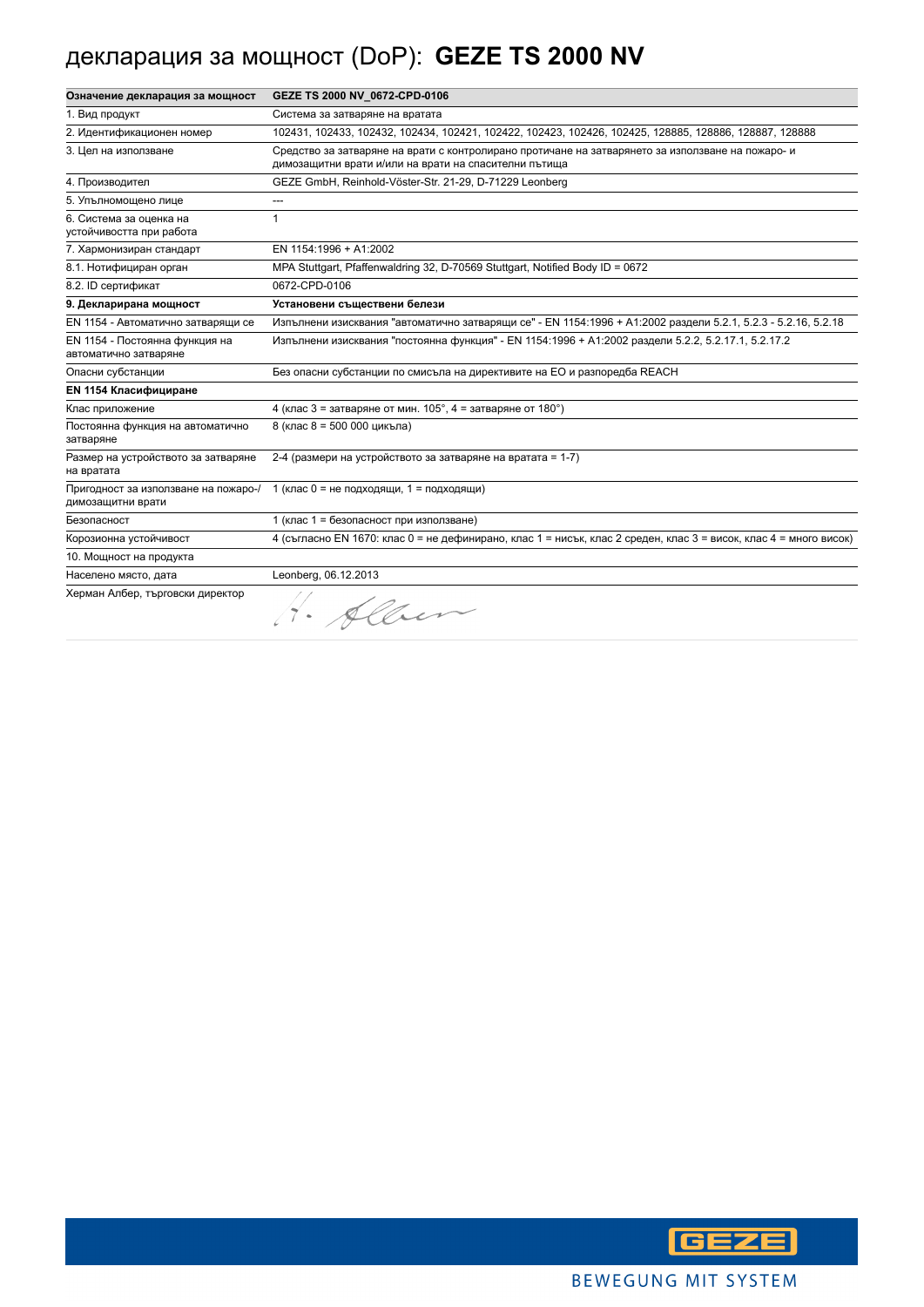# декларация за мощност (DoP): **GEZE TS 2000 NV**

| **Означение декларация за мощност** | **GEZE TS 2000 NV_0672-CPD-0106** |
|---|---|
| 1. Вид продукт | Система за затваряне на вратата |
| 2. Идентификационен номер | 102431, 102433, 102432, 102434, 102421, 102422, 102423, 102426, 102425, 128885, 128886, 128887, 128888 |
| 3. Цел на използване | Средство за затваряне на врати с контролирано протичане на затварянето за използване на пожаро- и димозащитни врати и/или на врати на спасителни пътища |
| 4. Производител | GEZE GmbH, Reinhold-Vöster-Str. 21-29, D-71229 Leonberg |
| 5. Упълномощено лице | --- |
| 6. Система за оценка на устойчивостта при работа | 1 |
| 7. Хармонизиран стандарт | EN 1154:1996 + A1:2002 |
| 8.1. Нотифициран орган | MPA Stuttgart, Pfaffenwaldring 32, D-70569 Stuttgart, Notified Body ID = 0672 |
| 8.2. ID сертификат | 0672-CPD-0106 |
| **9. Декларирана мощност** | **Установени съществени белези** |
| EN 1154 - Автоматично затварящи се | Изпълнени изисквания "автоматично затварящи се" - EN 1154:1996 + A1:2002 раздели 5.2.1, 5.2.3 - 5.2.16, 5.2.18 |
| EN 1154 - Постоянна функция на автоматично затваряне | Изпълнени изисквания "постоянна функция" - EN 1154:1996 + A1:2002 раздели 5.2.2, 5.2.17.1, 5.2.17.2 |
| Опасни субстанции | Без опасни субстанции по смисъла на директивите на ЕО и разпоредба REACH |
| **EN 1154 Класифициране** | |
| Клас приложение | 4 (клас 3 = затваряне от мин. 105°, 4 = затваряне от 180°) |
| Постоянна функция на автоматично затваряне | 8 (клас 8 = 500 000 цикъла) |
| Размер на устройството за затваряне на вратата | 2-4 (размери на устройството за затваряне на вратата = 1-7) |
| Пригодност за използване на пожаро-/ димозащитни врати | 1 (клас 0 = не подходящи, 1 = подходящи) |
| Безопасност | 1 (клас 1 = безопасност при използване) |
| Корозионна устойчивост | 4 (съгласно EN 1670: клас 0 = не дефинирано, клас 1 = нисък, клас 2 среден, клас 3 = висок, клас 4 = много висок) |
| 10. Мощност на продукта | |
| Населено място, дата | Leonberg, 06.12.2013 |
| Херман Албер, търговски директор | H. Alber |

GEZE

BEWEGUNG MIT SYSTEM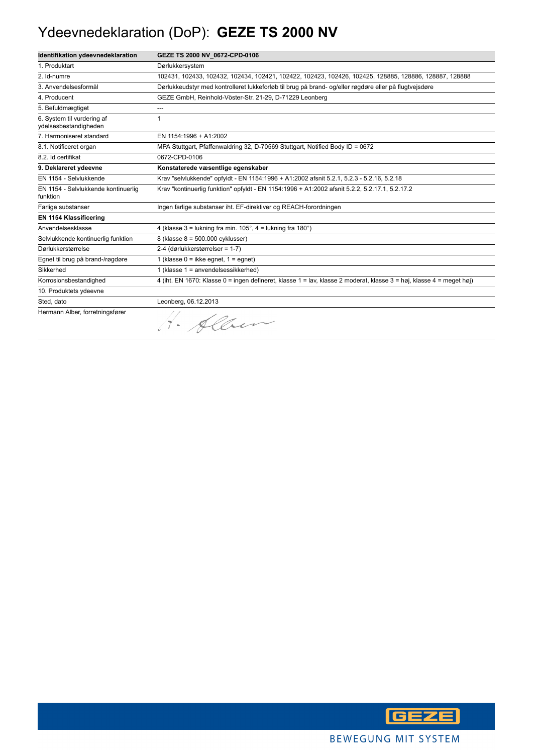# Ydeevnedeklaration (DoP): **GEZE TS 2000 NV**

| **Identifikation ydeevnedeklaration** | **GEZE TS 2000 NV_0672-CPD-0106** |
|---|---|
| 1. Produktart | Dørlukkersystem |
| 2. Id-numre | 102431, 102433, 102432, 102434, 102421, 102422, 102423, 102426, 102425, 128885, 128886, 128887, 128888 |
| 3. Anvendelsesformål | Dørlukkeudstyr med kontrolleret lukkeforløb til brug på brand- og/eller røgdøre eller på flugtvejsdøre |
| 4. Producent | GEZE GmbH, Reinhold-Vöster-Str. 21-29, D-71229 Leonberg |
| 5. Befuldmægtiget | --- |
| 6. System til vurdering af ydelsesbestandigheden | 1 |
| 7. Harmoniseret standard | EN 1154:1996 + A1:2002 |
| 8.1. Notificeret organ | MPA Stuttgart, Pfaffenwaldring 32, D-70569 Stuttgart, Notified Body ID = 0672 |
| 8.2. Id certifikat | 0672-CPD-0106 |
| **9. Deklareret ydeevne** | **Konstaterede væsentlige egenskaber** |
| EN 1154 - Selvlukkende | Krav "selvlukkende" opfyldt - EN 1154:1996 + A1:2002 afsnit 5.2.1, 5.2.3 - 5.2.16, 5.2.18 |
| EN 1154 - Selvlukkende kontinuerlig funktion | Krav "kontinuerlig funktion" opfyldt - EN 1154:1996 + A1:2002 afsnit 5.2.2, 5.2.17.1, 5.2.17.2 |
| Farlige substanser | Ingen farlige substanser iht. EF-direktiver og REACH-forordningen |
| **EN 1154 Klassificering** | |
| Anvendelsesklasse | 4 (klasse 3 = lukning fra min. 105°, 4 = lukning fra 180°) |
| Selvlukkende kontinuerlig funktion | 8 (klasse 8 = 500.000 cyklusser) |
| Dørlukkerstørrelse | 2-4 (dørlukkerstørrelser = 1-7) |
| Egnet til brug på brand-/røgdøre | 1 (klasse 0 = ikke egnet, 1 = egnet) |
| Sikkerhed | 1 (klasse 1 = anvendelsessikkerhed) |
| Korrosionsbestandighed | 4 (iht. EN 1670: Klasse 0 = ingen defineret, klasse 1 = lav, klasse 2 moderat, klasse 3 = høj, klasse 4 = meget høj) |
| 10. Produktets ydeevne | |
| Sted, dato | Leonberg, 06.12.2013 |
| Hermann Alber, forretningsfører | H. Alber |

BEWEGUNG MIT SYSTEM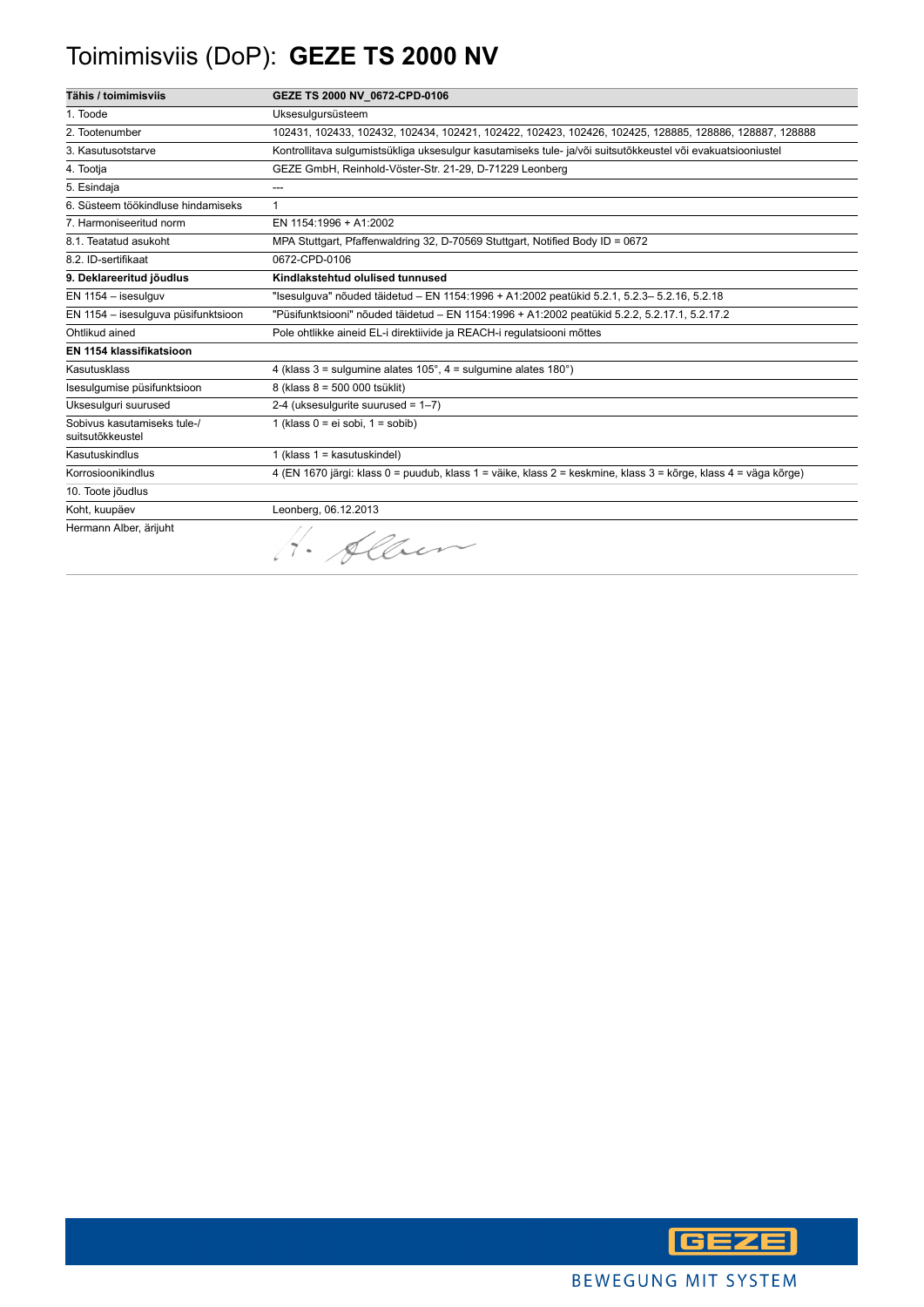# Toimimisviis (DoP): **GEZE TS 2000 NV**

| Tähis / toimimisviis | GEZE TS 2000 NV_0672-CPD-0106 |
|---|---|
| 1. Toode | Uksesulgursüsteem |
| 2. Tootenumber | 102431, 102433, 102432, 102434, 102421, 102422, 102423, 102426, 102425, 128885, 128886, 128887, 128888 |
| 3. Kasutusotstarve | Kontrollitava sulgumistsükliga uksesulgur kasutamiseks tule- ja/või suitsutõkkeustel või evakuatsiooniustel |
| 4. Tootja | GEZE GmbH, Reinhold-Vöster-Str. 21-29, D-71229 Leonberg |
| 5. Esindaja | --- |
| 6. Süsteem töökindluse hindamiseks | 1 |
| 7. Harmoniseeritud norm | EN 1154:1996 + A1:2002 |
| 8.1. Teatatud asukoht | MPA Stuttgart, Pfaffenwaldring 32, D-70569 Stuttgart, Notified Body ID = 0672 |
| 8.2. ID-sertifikaat | 0672-CPD-0106 |
| **9. Deklareeritud jõudlus** | **Kindlakstehtud olulised tunnused** |
| EN 1154 – isesulguv | "Isesulguva" nõuded täidetud – EN 1154:1996 + A1:2002 peatükid 5.2.1, 5.2.3– 5.2.16, 5.2.18 |
| EN 1154 – isesulguva püsifunktsioon | "Püsifunktsiooni" nõuded täidetud – EN 1154:1996 + A1:2002 peatükid 5.2.2, 5.2.17.1, 5.2.17.2 |
| Ohtlikud ained | Pole ohtlikke aineid EL-i direktiivide ja REACH-i regulatsiooni mõttes |
| **EN 1154 klassifikatsioon** | |
| Kasutusklass | 4 (klass 3 = sulgumine alates 105°, 4 = sulgumine alates 180°) |
| Isesulgumise püsifunktsioon | 8 (klass 8 = 500 000 tsüklit) |
| Uksesulguri suurused | 2-4 (uksesulgurite suurused = 1–7) |
| Sobivus kasutamiseks tule-/ suitsutõkkeustel | 1 (klass 0 = ei sobi, 1 = sobib) |
| Kasutuskindlus | 1 (klass 1 = kasutuskindel) |
| Korrosioonikindlus | 4 (EN 1670 järgi: klass 0 = puudub, klass 1 = väike, klass 2 = keskmine, klass 3 = kõrge, klass 4 = väga kõrge) |
| 10. Toote jõudlus | |
| Koht, kuupäev | Leonberg, 06.12.2013 |
| Hermann Alber, ärijuht | H. Alber |

GEZE

BEWEGUNG MIT SYSTEM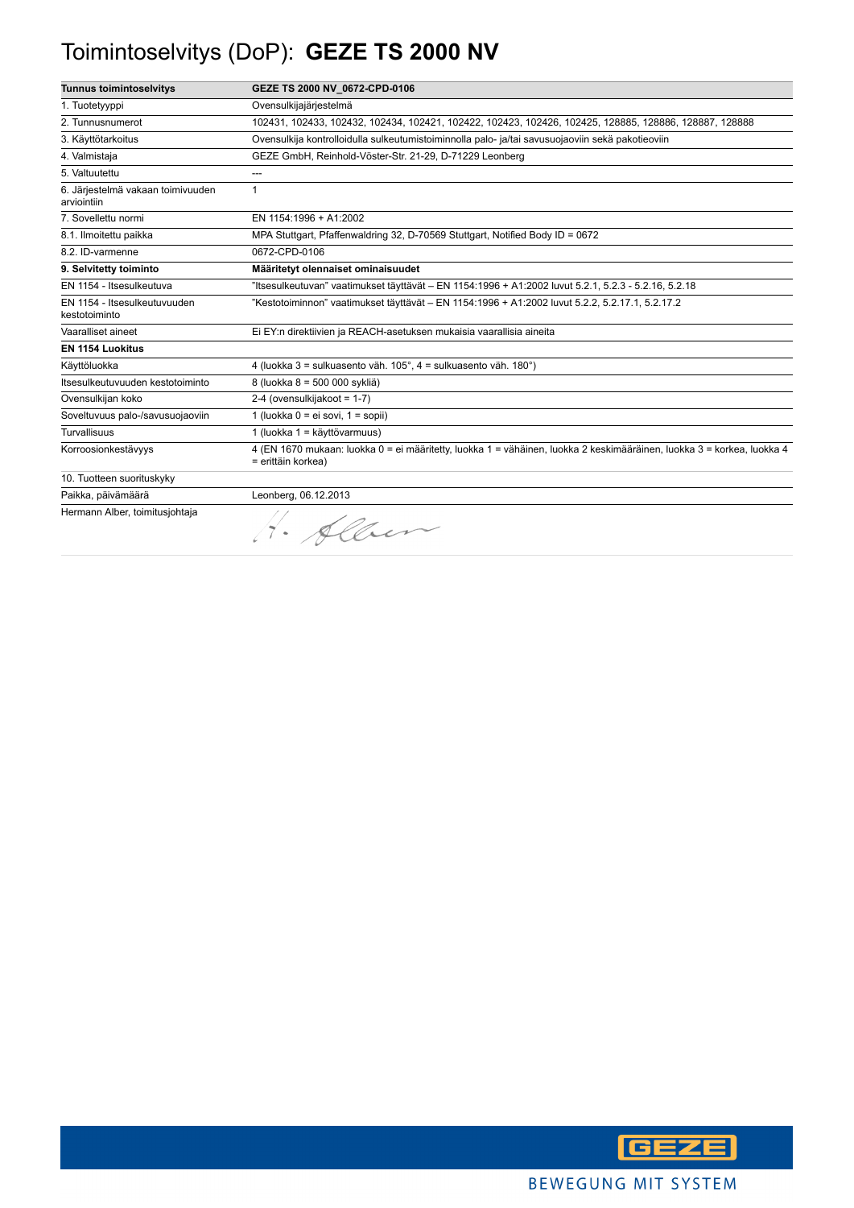# Toimintoselvitys (DoP): **GEZE TS 2000 NV**

| Tunnus toimintoselvitys | GEZE TS 2000 NV_0672-CPD-0106 |
| --- | --- |
| 1. Tuotetyyppi | Ovensulkijajärjestelmä |
| 2. Tunnusnumerot | 102431, 102433, 102432, 102434, 102421, 102422, 102423, 102426, 102425, 128885, 128886, 128887, 128888 |
| 3. Käyttötarkoitus | Ovensulkija kontrolloidulla sulkeutumistoiminnolla palo- ja/tai savusuojaoviin sekä pakotieoviin |
| 4. Valmistaja | GEZE GmbH, Reinhold-Vöster-Str. 21-29, D-71229 Leonberg |
| 5. Valtuutettu | --- |
| 6. Järjestelmä vakaan toimivuuden arviointiin | 1 |
| 7. Sovellettu normi | EN 1154:1996 + A1:2002 |
| 8.1. Ilmoitettu paikka | MPA Stuttgart, Pfaffenwaldring 32, D-70569 Stuttgart, Notified Body ID = 0672 |
| 8.2. ID-varmenne | 0672-CPD-0106 |
| **9. Selvitetty toiminto** | **Määritetyt olennaiset ominaisuudet** |
| EN 1154 - Itsesulkeutuva | "Itsesulkeutuvan" vaatimukset täyttävät – EN 1154:1996 + A1:2002 luvut 5.2.1, 5.2.3 - 5.2.16, 5.2.18 |
| EN 1154 - Itsesulkeutuvuuden kestotoiminto | "Kestotoiminnon" vaatimukset täyttävät – EN 1154:1996 + A1:2002 luvut 5.2.2, 5.2.17.1, 5.2.17.2 |
| Vaaralliset aineet | Ei EY:n direktiivien ja REACH-asetuksen mukaisia vaarallisia aineita |
| **EN 1154 Luokitus** | |
| Käyttöluokka | 4 (luokka 3 = sulkuasento väh. 105°, 4 = sulkuasento väh. 180°) |
| Itsesulkeutuvuuden kestotoiminto | 8 (luokka 8 = 500 000 sykliä) |
| Ovensulkijan koko | 2-4 (ovensulkijakoot = 1-7) |
| Soveltuvuus palo-/savusuojaoviin | 1 (luokka 0 = ei sovi, 1 = sopii) |
| Turvallisuus | 1 (luokka 1 = käyttövarmuus) |
| Korroosionkestävyys | 4 (EN 1670 mukaan: luokka 0 = ei määritetty, luokka 1 = vähäinen, luokka 2 keskimääräinen, luokka 3 = korkea, luokka 4 = erittäin korkea) |
| 10. Tuotteen suorituskyky | |
| Paikka, päivämäärä | Leonberg, 06.12.2013 |
| Hermann Alber, toimitusjohtaja | H. Alber |

GEZE

BEWEGUNG MIT SYSTEM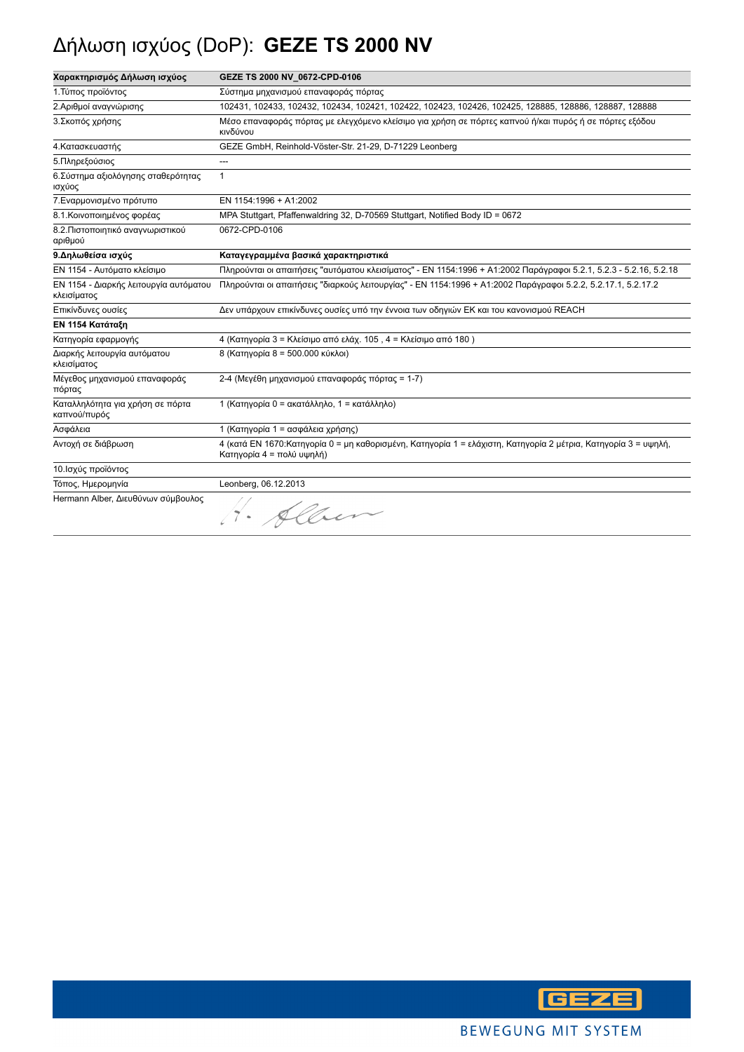# Δήλωση ισχύος (DoP): **GEZE TS 2000 NV**

| **Χαρακτηρισμός Δήλωση ισχύος** | **GEZE TS 2000 NV_0672-CPD-0106** |
|---|---|
| 1.Τύπος προϊόντος | Σύστημα μηχανισμού επαναφοράς πόρτας |
| 2.Αριθμοί αναγνώρισης | 102431, 102433, 102432, 102434, 102421, 102422, 102423, 102426, 102425, 128885, 128886, 128887, 128888 |
| 3.Σκοπός χρήσης | Μέσο επαναφοράς πόρτας με ελεγχόμενο κλείσιμο για χρήση σε πόρτες καπνού ή/και πυρός ή σε πόρτες εξόδου κινδύνου |
| 4.Κατασκευαστής | GEZE GmbH, Reinhold-Vöster-Str. 21-29, D-71229 Leonberg |
| 5.Πληρεξούσιος | --- |
| 6.Σύστημα αξιολόγησης σταθερότητας ισχύος | 1 |
| 7.Εναρμονισμένο πρότυπο | EN 1154:1996 + A1:2002 |
| 8.1.Κοινοποιημένος φορέας | MPA Stuttgart, Pfaffenwaldring 32, D-70569 Stuttgart, Notified Body ID = 0672 |
| 8.2.Πιστοποιητικό αναγνωριστικού αριθμού | 0672-CPD-0106 |
| **9.Δηλωθείσα ισχύς** | **Καταγεγραμμένα βασικά χαρακτηριστικά** |
| EN 1154 - Αυτόματο κλείσιμο | Πληρούνται οι απαιτήσεις "αυτόματου κλεισίματος" - EN 1154:1996 + A1:2002 Παράγραφοι 5.2.1, 5.2.3 - 5.2.16, 5.2.18 |
| EN 1154 - Διαρκής λειτουργία αυτόματου κλεισίματος | Πληρούνται οι απαιτήσεις "διαρκούς λειτουργίας" - EN 1154:1996 + A1:2002 Παράγραφοι 5.2.2, 5.2.17.1, 5.2.17.2 |
| Επικίνδυνες ουσίες | Δεν υπάρχουν επικίνδυνες ουσίες υπό την έννοια των οδηγιών ΕΚ και του κανονισμού REACH |
| **EN 1154 Κατάταξη** | |
| Κατηγορία εφαρμογής | 4 (Κατηγορία 3 = Κλείσιμο από ελάχ. 105 , 4 = Κλείσιμο από 180 ) |
| Διαρκής λειτουργία αυτόματου κλεισίματος | 8 (Κατηγορία 8 = 500.000 κύκλοι) |
| Μέγεθος μηχανισμού επαναφοράς πόρτας | 2-4 (Μεγέθη μηχανισμού επαναφοράς πόρτας = 1-7) |
| Καταλληλότητα για χρήση σε πόρτα καπνού/πυρός | 1 (Κατηγορία 0 = ακατάλληλο, 1 = κατάλληλο) |
| Ασφάλεια | 1 (Κατηγορία 1 = ασφάλεια χρήσης) |
| Αντοχή σε διάβρωση | 4 (κατά EN 1670:Κατηγορία 0 = μη καθορισμένη, Κατηγορία 1 = ελάχιστη, Κατηγορία 2 μέτρια, Κατηγορία 3 = υψηλή, Κατηγορία 4 = πολύ υψηλή) |
| 10.Ισχύς προϊόντος | |
| Τόπος, Ημερομηνία | Leonberg, 06.12.2013 |
| Hermann Alber, Διευθύνων σύμβουλος | H. Alber |

GEZE

BEWEGUNG MIT SYSTEM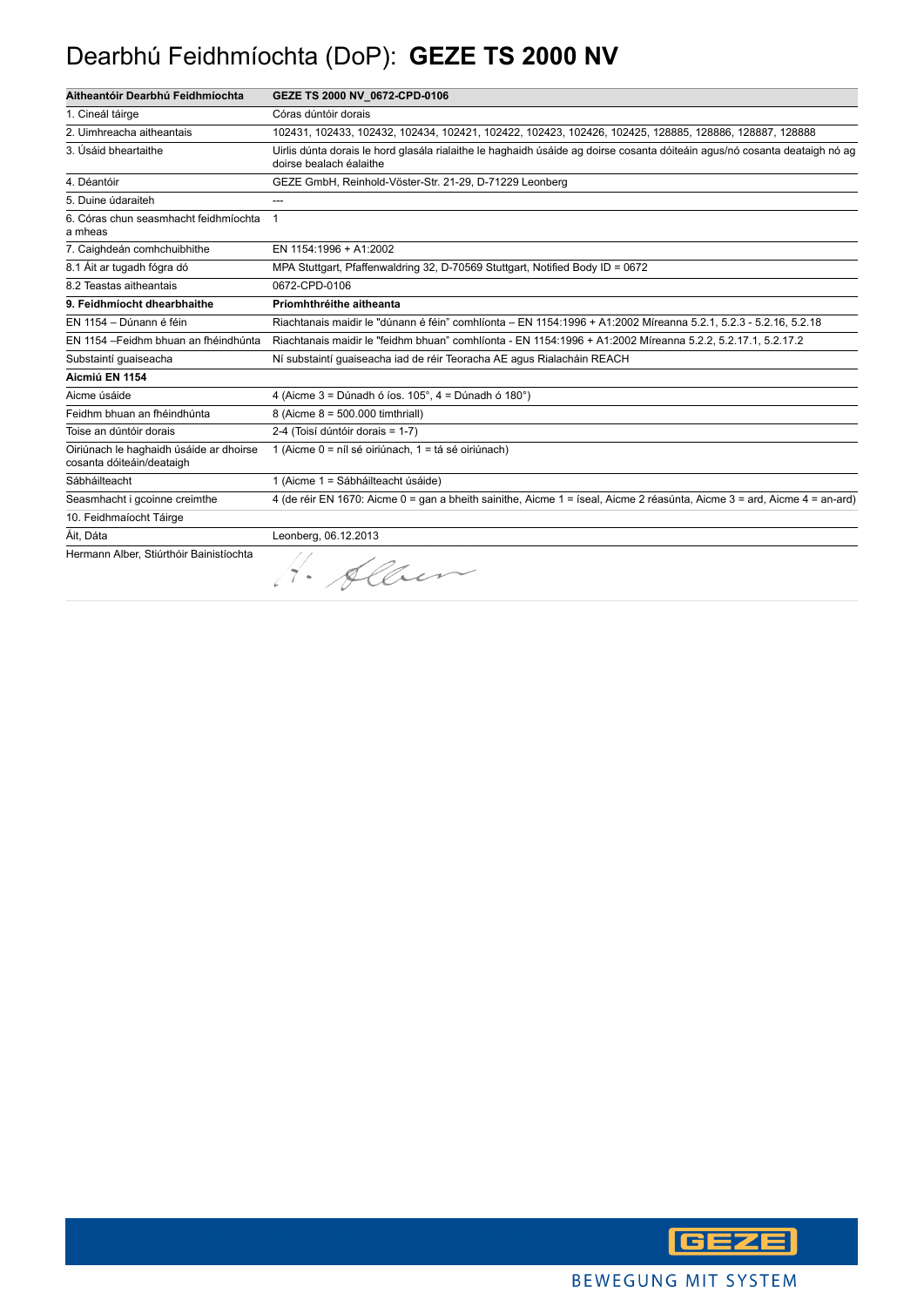# Dearbhú Feidhmíochta (DoP): **GEZE TS 2000 NV**

| **Aitheantóir Dearbhú Feidhmíochta** | **GEZE TS 2000 NV_0672-CPD-0106** |
|---|---|
| 1. Cineál táirge | Córas dúntóir dorais |
| 2. Uimhreacha aitheantais | 102431, 102433, 102432, 102434, 102421, 102422, 102423, 102426, 102425, 128885, 128886, 128887, 128888 |
| 3. Úsáid bheartaithe | Uirlis dúnta dorais le hord glasála rialaithe le haghaidh úsáide ag doirse cosanta dóiteáin agus/nó cosanta deataigh nó ag doirse bealach éalaithe |
| 4. Déantóir | GEZE GmbH, Reinhold-Vöster-Str. 21-29, D-71229 Leonberg |
| 5. Duine údaraiteh | --- |
| 6. Córas chun seasmhacht feidhmíochta a mheas | 1 |
| 7. Caighdeán comhchuibhithe | EN 1154:1996 + A1:2002 |
| 8.1 Áit ar tugadh fógra dó | MPA Stuttgart, Pfaffenwaldring 32, D-70569 Stuttgart, Notified Body ID = 0672 |
| 8.2 Teastas aitheantais | 0672-CPD-0106 |
| **9. Feidhmíocht dhearbhaithe** | **Príomhthréithe aitheanta** |
| EN 1154 – Dúnann é féin | Riachtanais maidir le "dúnann é féin" comhlíonta – EN 1154:1996 + A1:2002 Míreanna 5.2.1, 5.2.3 - 5.2.16, 5.2.18 |
| EN 1154 –Feidhm bhuan an fhéindhúnta | Riachtanais maidir le "feidhm bhuan" comhlíonta - EN 1154:1996 + A1:2002 Míreanna 5.2.2, 5.2.17.1, 5.2.17.2 |
| Substaintí guaiseacha | Ní substaintí guaiseacha iad de réir Teoracha AE agus Rialacháin REACH |
| **Aicmiú EN 1154** | |
| Aicme úsáide | 4 (Aicme 3 = Dúnadh ó íos. 105°, 4 = Dúnadh ó 180°) |
| Feidhm bhuan an fhéindhúnta | 8 (Aicme 8 = 500.000 timthriall) |
| Toise an dúntóir dorais | 2-4 (Toisí dúntóir dorais = 1-7) |
| Oiriúnach le haghaidh úsáide ar dhoirse cosanta dóiteáin/deataigh | 1 (Aicme 0 = níl sé oiriúnach, 1 = tá sé oiriúnach) |
| Sábháilteacht | 1 (Aicme 1 = Sábháilteacht úsáide) |
| Seasmhacht i gcoinne creimthe | 4 (de réir EN 1670: Aicme 0 = gan a bheith sainithe, Aicme 1 = íseal, Aicme 2 réasúnta, Aicme 3 = ard, Aicme 4 = an-ard) |
| 10. Feidhmaíocht Táirge | |
| Áit, Dáta | Leonberg, 06.12.2013 |
| Hermann Alber, Stiúrthóir Bainistíochta | H. Alber |

BEWEGUNG MIT SYSTEM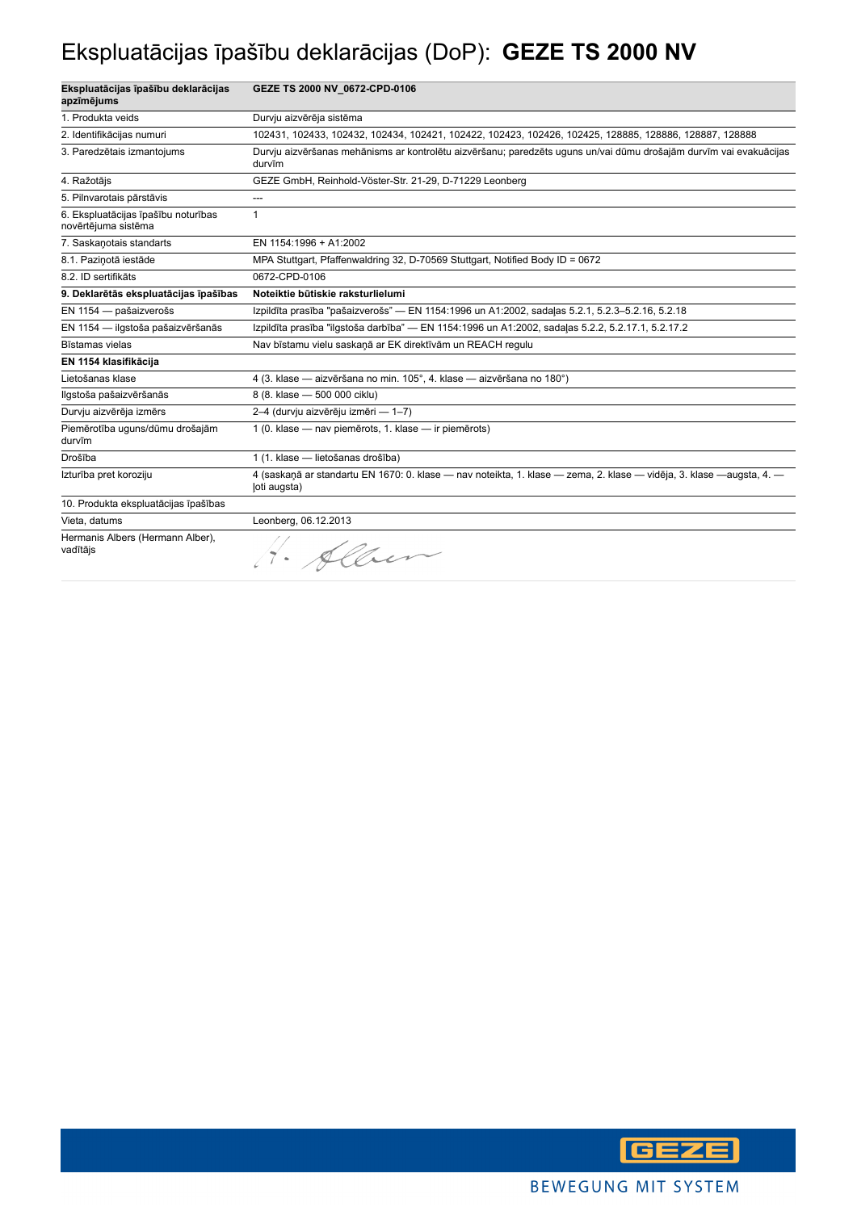# Ekspluatācijas īpašību deklarācijas (DoP): **GEZE TS 2000 NV**

| **Ekspluatācijas īpašību deklarācijas apzīmējums** | **GEZE TS 2000 NV_0672-CPD-0106** |
|---|---|
| 1. Produkta veids | Durvju aizvērēja sistēma |
| 2. Identifikācijas numuri | 102431, 102433, 102432, 102434, 102421, 102422, 102423, 102426, 102425, 128885, 128886, 128887, 128888 |
| 3. Paredzētais izmantojums | Durvju aizvēršanas mehānisms ar kontrolētu aizvēršanu; paredzēts uguns un/vai dūmu drošajām durvīm vai evakuācijas durvīm |
| 4. Ražotājs | GEZE GmbH, Reinhold-Vöster-Str. 21-29, D-71229 Leonberg |
| 5. Pilnvarotais pārstāvis | --- |
| 6. Ekspluatācijas īpašību noturības novērtējuma sistēma | 1 |
| 7. Saskaņotais standarts | EN 1154:1996 + A1:2002 |
| 8.1. Paziņotā iestāde | MPA Stuttgart, Pfaffenwaldring 32, D-70569 Stuttgart, Notified Body ID = 0672 |
| 8.2. ID sertifikāts | 0672-CPD-0106 |
| **9. Deklarētās ekspluatācijas īpašības** | **Noteiktie būtiskie raksturlielumi** |
| EN 1154 — pašaizverošs | Izpildīta prasība "pašaizverošs" — EN 1154:1996 un A1:2002, sadaļas 5.2.1, 5.2.3–5.2.16, 5.2.18 |
| EN 1154 — ilgstoša pašaizvēršanās | Izpildīta prasība "ilgstoša darbība" — EN 1154:1996 un A1:2002, sadaļas 5.2.2, 5.2.17.1, 5.2.17.2 |
| Bīstamas vielas | Nav bīstamu vielu saskaņā ar EK direktīvām un REACH regulu |
| **EN 1154 klasifikācija** | |
| Lietošanas klase | 4 (3. klase — aizvēršana no min. 105°, 4. klase — aizvēršana no 180°) |
| Ilgstoša pašaizvēršanās | 8 (8. klase — 500 000 ciklu) |
| Durvju aizvērēja izmērs | 2–4 (durvju aizvērēju izmēri — 1–7) |
| Piemērotība uguns/dūmu drošajām durvīm | 1 (0. klase — nav piemērots, 1. klase — ir piemērots) |
| Drošība | 1 (1. klase — lietošanas drošība) |
| Izturība pret koroziju | 4 (saskaņā ar standartu EN 1670: 0. klase — nav noteikta, 1. klase — zema, 2. klase — vidēja, 3. klase —augsta, 4. — ļoti augsta) |
| 10. Produkta ekspluatācijas īpašības | |
| Vieta, datums | Leonberg, 06.12.2013 |
| Hermanis Albers (Hermann Alber), vadītājs | H. Alber |

GEZE

BEWEGUNG MIT SYSTEM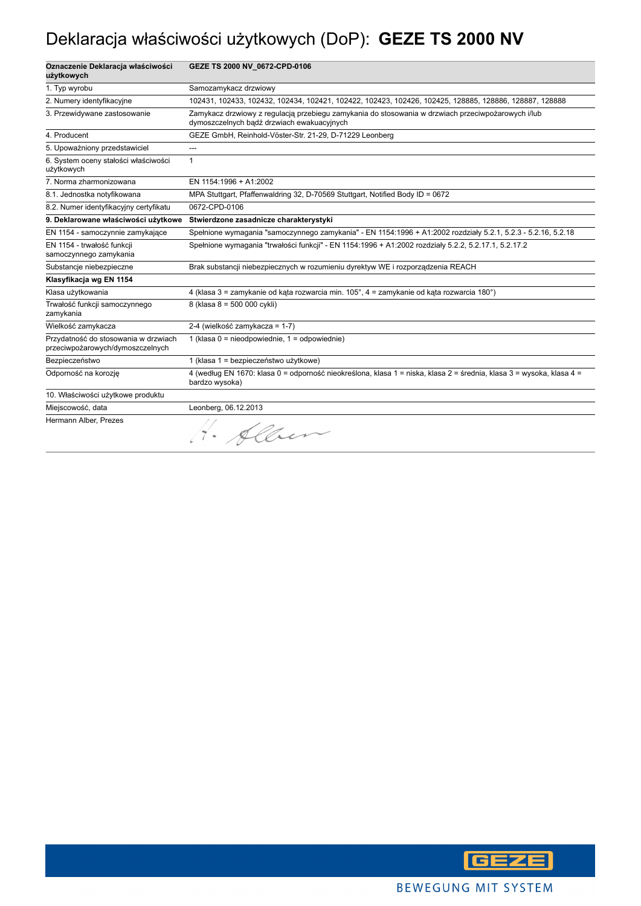# Deklaracja właściwości użytkowych (DoP): **GEZE TS 2000 NV**

| **Oznaczenie Deklaracja właściwości użytkowych** | **GEZE TS 2000 NV_0672-CPD-0106** |
|---|---|
| 1. Typ wyrobu | Samozamykacz drzwiowy |
| 2. Numery identyfikacyjne | 102431, 102433, 102432, 102434, 102421, 102422, 102423, 102426, 102425, 128885, 128886, 128887, 128888 |
| 3. Przewidywane zastosowanie | Zamykacz drzwiowy z regulacją przebiegu zamykania do stosowania w drzwiach przeciwpożarowych i/lub dymoszczelnych bądź drzwiach ewakuacyjnych |
| 4. Producent | GEZE GmbH, Reinhold-Vöster-Str. 21-29, D-71229 Leonberg |
| 5. Upoważniony przedstawiciel | --- |
| 6. System oceny stałości właściwości użytkowych | 1 |
| 7. Norma zharmonizowana | EN 1154:1996 + A1:2002 |
| 8.1. Jednostka notyfikowana | MPA Stuttgart, Pfaffenwaldring 32, D-70569 Stuttgart, Notified Body ID = 0672 |
| 8.2. Numer identyfikacyjny certyfikatu | 0672-CPD-0106 |
| **9. Deklarowane właściwości użytkowe** | **Stwierdzone zasadnicze charakterystyki** |
| EN 1154 - samoczynnie zamykające | Spełnione wymagania "samoczynnego zamykania" - EN 1154:1996 + A1:2002 rozdziały 5.2.1, 5.2.3 - 5.2.16, 5.2.18 |
| EN 1154 - trwałość funkcji samoczynnego zamykania | Spełnione wymagania "trwałości funkcji" - EN 1154:1996 + A1:2002 rozdziały 5.2.2, 5.2.17.1, 5.2.17.2 |
| Substancje niebezpieczne | Brak substancji niebezpiecznych w rozumieniu dyrektyw WE i rozporządzenia REACH |
| **Klasyfikacja wg EN 1154** | |
| Klasa użytkowania | 4 (klasa 3 = zamykanie od kąta rozwarcia min. 105°, 4 = zamykanie od kąta rozwarcia 180°) |
| Trwałość funkcji samoczynnego zamykania | 8 (klasa 8 = 500 000 cykli) |
| Wielkość zamykacza | 2-4 (wielkość zamykacza = 1-7) |
| Przydatność do stosowania w drzwiach przeciwpożarowych/dymoszczelnych | 1 (klasa 0 = nieodpowiednie, 1 = odpowiednie) |
| Bezpieczeństwo | 1 (klasa 1 = bezpieczeństwo użytkowe) |
| Odporność na korozję | 4 (według EN 1670: klasa 0 = odporność nieokreślona, klasa 1 = niska, klasa 2 = średnia, klasa 3 = wysoka, klasa 4 = bardzo wysoka) |
| 10. Właściwości użytkowe produktu | |
| Miejscowość, data | Leonberg, 06.12.2013 |
| Hermann Alber, Prezes | H. Alber |

GEZE

BEWEGUNG MIT SYSTEM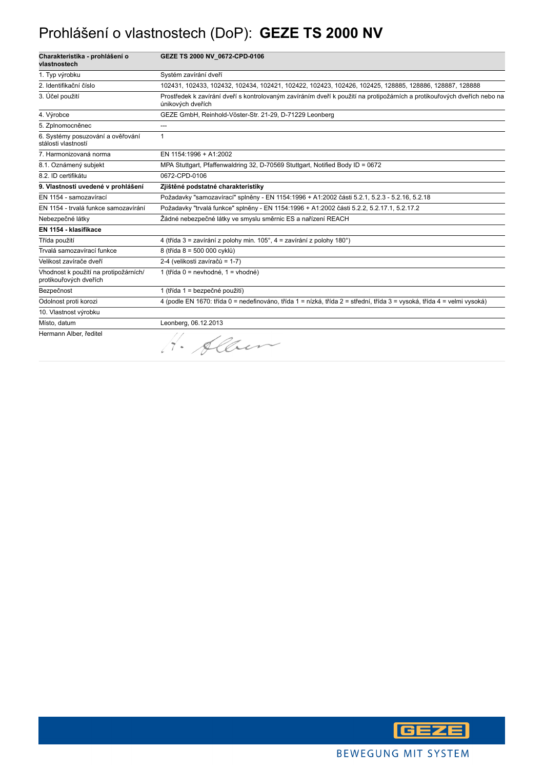# Prohlášení o vlastnostech (DoP): **GEZE TS 2000 NV**

| **Charakteristika - prohlášení o vlastnostech** | **GEZE TS 2000 NV_0672-CPD-0106** |
|---|---|
| 1. Typ výrobku | Systém zavírání dveří |
| 2. Identifikační číslo | 102431, 102433, 102432, 102434, 102421, 102422, 102423, 102426, 102425, 128885, 128886, 128887, 128888 |
| 3. Účel použití | Prostředek k zavírání dveří s kontrolovaným zavíráním dveří k použití na protipožárních a protikouřových dveřích nebo na únikových dveřích |
| 4. Výrobce | GEZE GmbH, Reinhold-Vöster-Str. 21-29, D-71229 Leonberg |
| 5. Zplnomocněnec | --- |
| 6. Systémy posuzování a ověřování stálosti vlastností | 1 |
| 7. Harmonizovaná norma | EN 1154:1996 + A1:2002 |
| 8.1. Oznámený subjekt | MPA Stuttgart, Pfaffenwaldring 32, D-70569 Stuttgart, Notified Body ID = 0672 |
| 8.2. ID certifikátu | 0672-CPD-0106 |
| **9. Vlastnosti uvedené v prohlášení** | **Zjištěné podstatné charakteristiky** |
| EN 1154 - samozavírací | Požadavky "samozavírací" splněny - EN 1154:1996 + A1:2002 části 5.2.1, 5.2.3 - 5.2.16, 5.2.18 |
| EN 1154 - trvalá funkce samozavírání | Požadavky "trvalá funkce" splněny - EN 1154:1996 + A1:2002 části 5.2.2, 5.2.17.1, 5.2.17.2 |
| Nebezpečné látky | Žádné nebezpečné látky ve smyslu směrnic ES a nařízení REACH |
| **EN 1154 - klasifikace** | |
| Třída použití | 4 (třída 3 = zavírání z polohy min. 105°, 4 = zavírání z polohy 180°) |
| Trvalá samozavírací funkce | 8 (třída 8 = 500 000 cyklů) |
| Velikost zavírače dveří | 2-4 (velikosti zavíračů = 1-7) |
| Vhodnost k použití na protipožárních/ protikouřových dveřích | 1 (třída 0 = nevhodné, 1 = vhodné) |
| Bezpečnost | 1 (třída 1 = bezpečné použití) |
| Odolnost proti korozi | 4 (podle EN 1670: třída 0 = nedefinováno, třída 1 = nízká, třída 2 = střední, třída 3 = vysoká, třída 4 = velmi vysoká) |
| 10. Vlastnost výrobku | |
| Místo, datum | Leonberg, 06.12.2013 |
| Hermann Alber, ředitel | H. Alber |

GEZE

BEWEGUNG MIT SYSTEM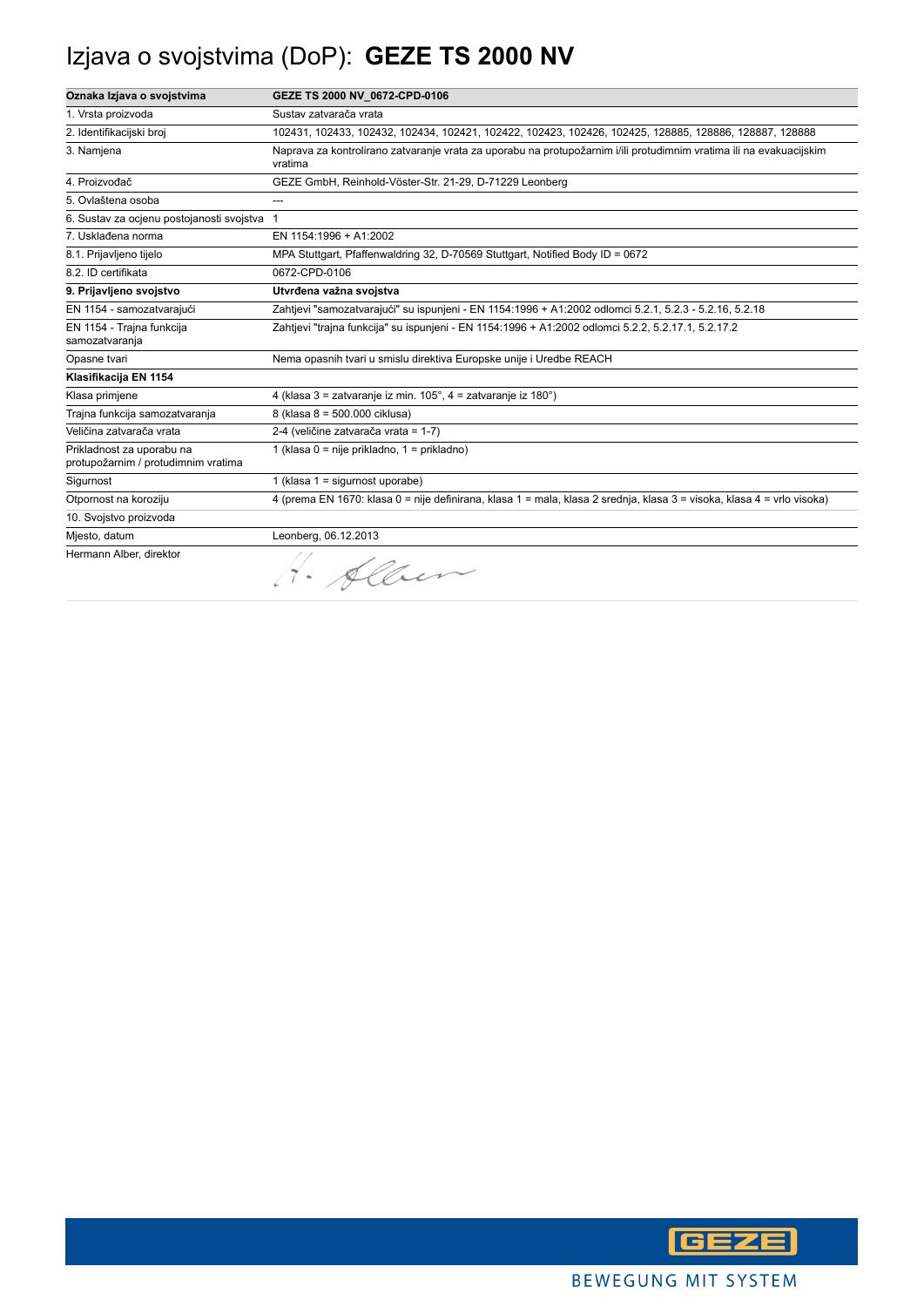# Izjava o svojstvima (DoP): **GEZE TS 2000 NV**

| **Oznaka Izjava o svojstvima** | **GEZE TS 2000 NV_0672-CPD-0106** |
|---|---|
| 1. Vrsta proizvoda | Sustav zatvarača vrata |
| 2. Identifikacijski broj | 102431, 102433, 102432, 102434, 102421, 102422, 102423, 102426, 102425, 128885, 128886, 128887, 128888 |
| 3. Namjena | Naprava za kontrolirano zatvaranje vrata za uporabu na protupožarnim i/ili protudimnim vratima ili na evakuacijskim vratima |
| 4. Proizvođač | GEZE GmbH, Reinhold-Vöster-Str. 21-29, D-71229 Leonberg |
| 5. Ovlaštena osoba | --- |
| 6. Sustav za ocjenu postojanosti svojstva | 1 |
| 7. Usklađena norma | EN 1154:1996 + A1:2002 |
| 8.1. Prijavljeno tijelo | MPA Stuttgart, Pfaffenwaldring 32, D-70569 Stuttgart, Notified Body ID = 0672 |
| 8.2. ID certifikata | 0672-CPD-0106 |
| **9. Prijavljeno svojstvo** | **Utvrđena važna svojstva** |
| EN 1154 - samozatvarajući | Zahtjevi "samozatvarajući" su ispunjeni - EN 1154:1996 + A1:2002 odlomci 5.2.1, 5.2.3 - 5.2.16, 5.2.18 |
| EN 1154 - Trajna funkcija samozatvaranja | Zahtjevi "trajna funkcija" su ispunjeni - EN 1154:1996 + A1:2002 odlomci 5.2.2, 5.2.17.1, 5.2.17.2 |
| Opasne tvari | Nema opasnih tvari u smislu direktiva Europske unije i Uredbe REACH |
| **Klasifikacija EN 1154** | |
| Klasa primjene | 4 (klasa 3 = zatvaranje iz min. 105°, 4 = zatvaranje iz 180°) |
| Trajna funkcija samozatvaranja | 8 (klasa 8 = 500.000 ciklusa) |
| Veličina zatvarača vrata | 2-4 (veličine zatvarača vrata = 1-7) |
| Prikladnost za uporabu na protupožarnim / protudimnim vratima | 1 (klasa 0 = nije prikladno, 1 = prikladno) |
| Sigurnost | 1 (klasa 1 = sigurnost uporabe) |
| Otpornost na koroziju | 4 (prema EN 1670: klasa 0 = nije definirana, klasa 1 = mala, klasa 2 srednja, klasa 3 = visoka, klasa 4 = vrlo visoka) |
| 10. Svojstvo proizvoda | |
| Mjesto, datum | Leonberg, 06.12.2013 |
| Hermann Alber, direktor | H. Alber |

GEZE
BEWEGUNG MIT SYSTEM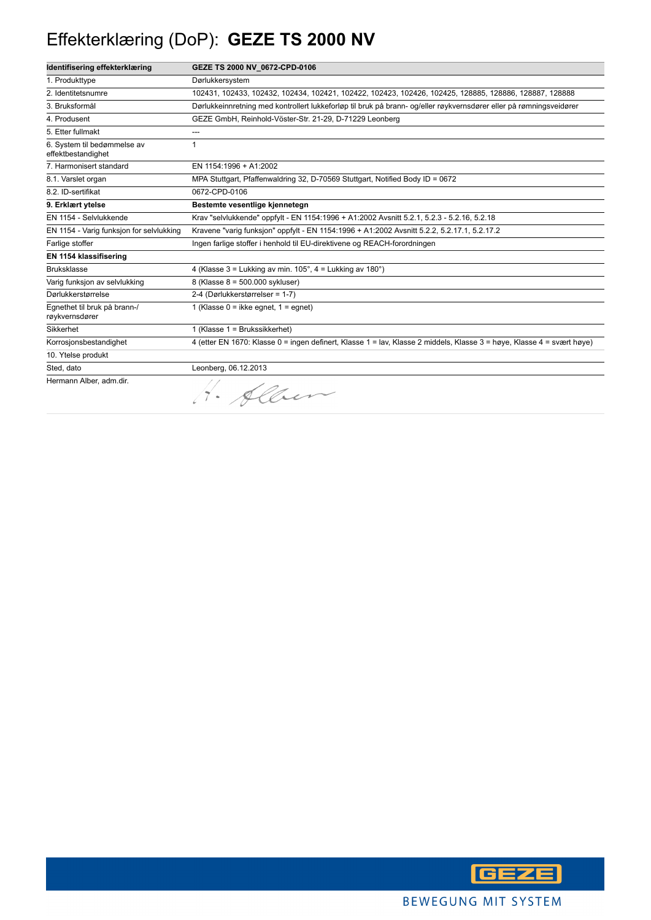# Effekterklæring (DoP): **GEZE TS 2000 NV**

| Identifisering effekterklæring | GEZE TS 2000 NV_0672-CPD-0106 |
| --- | --- |
| 1. Produkttype | Dørlukkersystem |
| 2. Identitetsnumre | 102431, 102433, 102432, 102434, 102421, 102422, 102423, 102426, 102425, 128885, 128886, 128887, 128888 |
| 3. Bruksformål | Dørlukkeinnretning med kontrollert lukkeforløp til bruk på brann- og/eller røykvernsdører eller på rømningsveidører |
| 4. Produsent | GEZE GmbH, Reinhold-Vöster-Str. 21-29, D-71229 Leonberg |
| 5. Etter fullmakt | --- |
| 6. System til bedømmelse av effektbestandighet | 1 |
| 7. Harmonisert standard | EN 1154:1996 + A1:2002 |
| 8.1. Varslet organ | MPA Stuttgart, Pfaffenwaldring 32, D-70569 Stuttgart, Notified Body ID = 0672 |
| 8.2. ID-sertifikat | 0672-CPD-0106 |
| **9. Erklært ytelse** | **Bestemte vesentlige kjennetegn** |
| EN 1154 - Selvlukkende | Krav "selvlukkende" oppfylt - EN 1154:1996 + A1:2002 Avsnitt 5.2.1, 5.2.3 - 5.2.16, 5.2.18 |
| EN 1154 - Varig funksjon for selvlukking | Kravene "varig funksjon" oppfylt - EN 1154:1996 + A1:2002 Avsnitt 5.2.2, 5.2.17.1, 5.2.17.2 |
| Farlige stoffer | Ingen farlige stoffer i henhold til EU-direktivene og REACH-forordningen |
| **EN 1154 klassifisering** | |
| Bruksklasse | 4 (Klasse 3 = Lukking av min. 105°, 4 = Lukking av 180°) |
| Varig funksjon av selvlukking | 8 (Klasse 8 = 500.000 sykluser) |
| Dørlukkerstørrelse | 2-4 (Dørlukkerstørrelser = 1-7) |
| Egnethet til bruk på brann-/ røykvernsdører | 1 (Klasse 0 = ikke egnet, 1 = egnet) |
| Sikkerhet | 1 (Klasse 1 = Brukssikkerhet) |
| Korrosjonsbestandighet | 4 (etter EN 1670: Klasse 0 = ingen definert, Klasse 1 = lav, Klasse 2 middels, Klasse 3 = høye, Klasse 4 = svært høye) |
| 10. Ytelse produkt | |
| Sted, dato | Leonberg, 06.12.2013 |
| Hermann Alber, adm.dir. | H. Alber |

GEZE

BEWEGUNG MIT SYSTEM